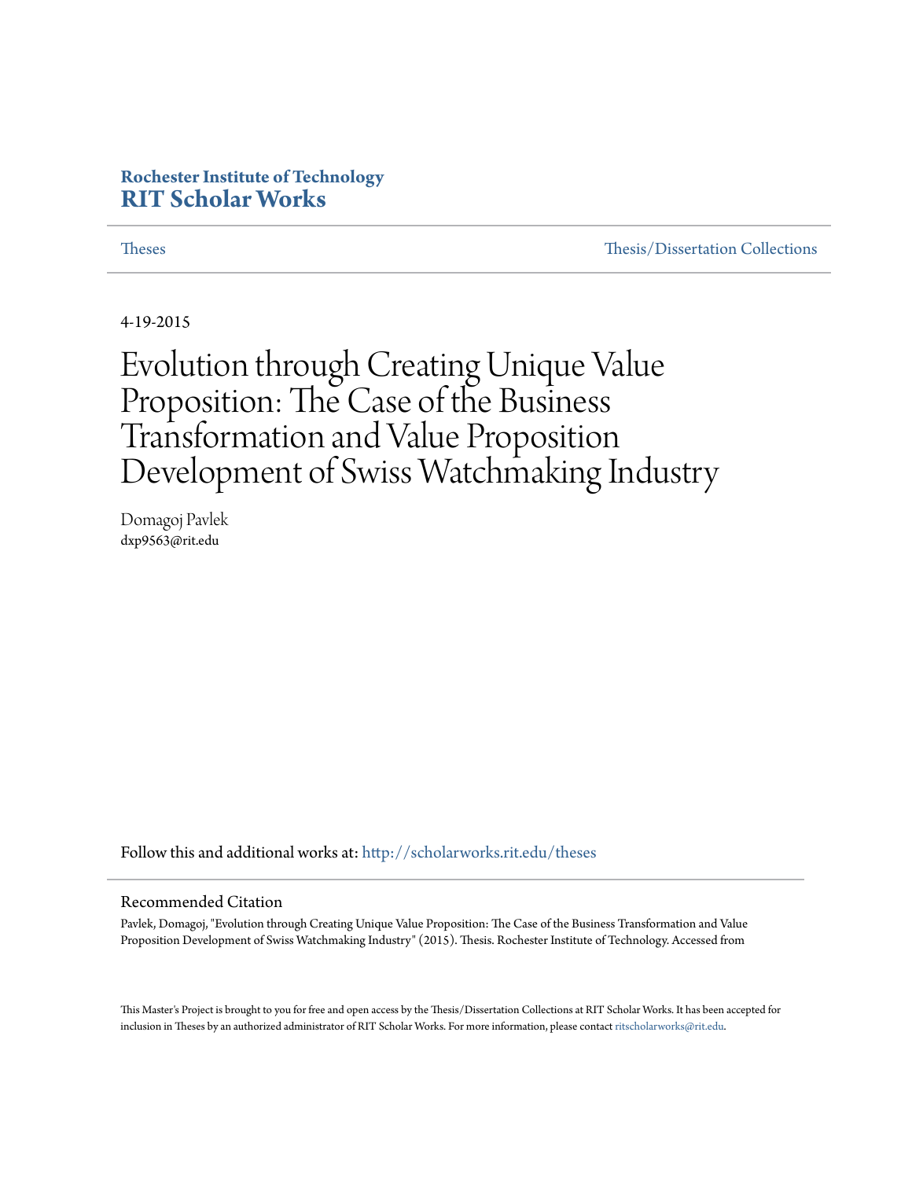**Rochester Institute of Technology**
**RIT Scholar Works**

Theses | Thesis/Dissertation Collections

4-19-2015

# Evolution through Creating Unique Value Proposition: The Case of the Business Transformation and Value Proposition Development of Swiss Watchmaking Industry

Domagoj Pavlek
dxp9563@rit.edu

Follow this and additional works at: http://scholarworks.rit.edu/theses

## Recommended Citation

Pavlek, Domagoj, "Evolution through Creating Unique Value Proposition: The Case of the Business Transformation and Value Proposition Development of Swiss Watchmaking Industry" (2015). Thesis. Rochester Institute of Technology. Accessed from

This Master's Project is brought to you for free and open access by the Thesis/Dissertation Collections at RIT Scholar Works. It has been accepted for inclusion in Theses by an authorized administrator of RIT Scholar Works. For more information, please contact ritscholarworks@rit.edu.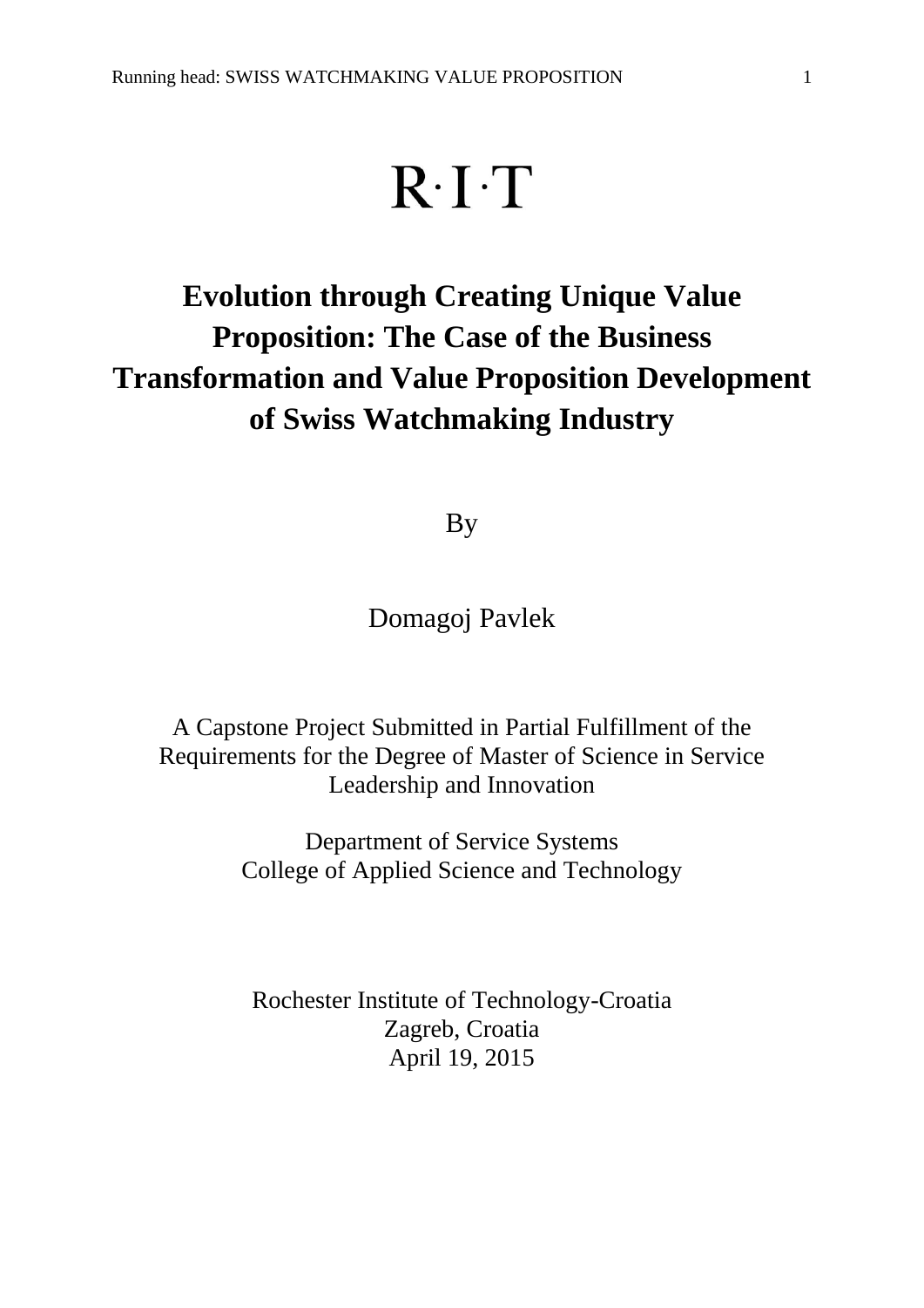R·I·T

# Evolution through Creating Unique Value Proposition: The Case of the Business Transformation and Value Proposition Development of Swiss Watchmaking Industry

By

Domagoj Pavlek

A Capstone Project Submitted in Partial Fulfillment of the Requirements for the Degree of Master of Science in Service Leadership and Innovation

Department of Service Systems
College of Applied Science and Technology

Rochester Institute of Technology-Croatia
Zagreb, Croatia
April 19, 2015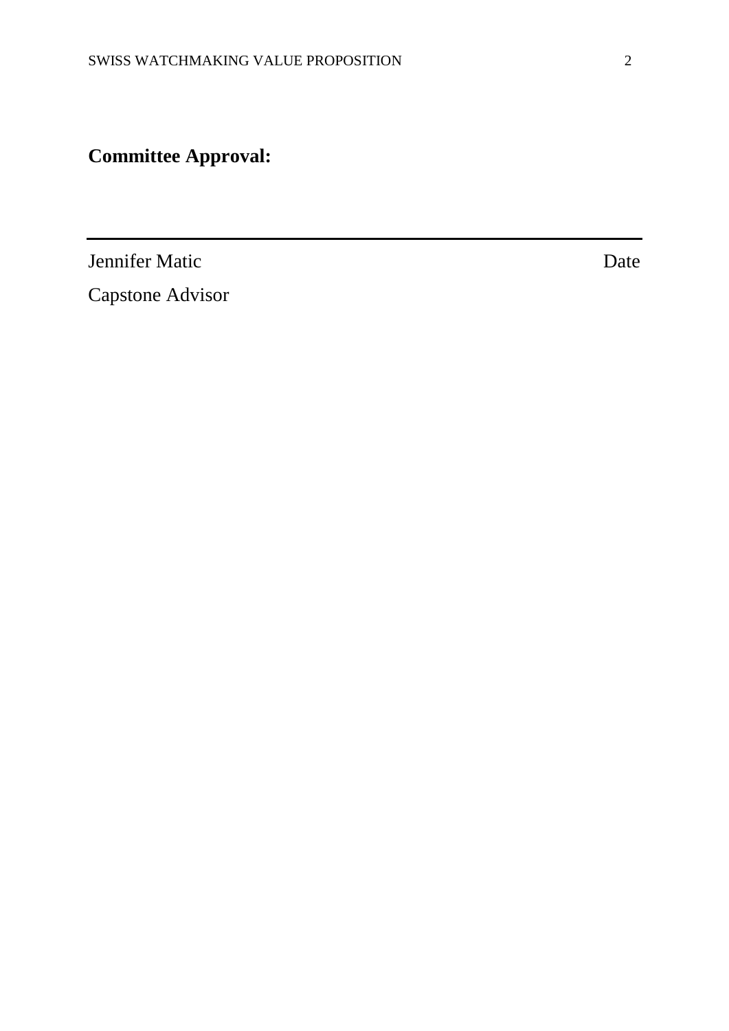**Committee Approval:**

---

Jennifer Matic Date

Capstone Advisor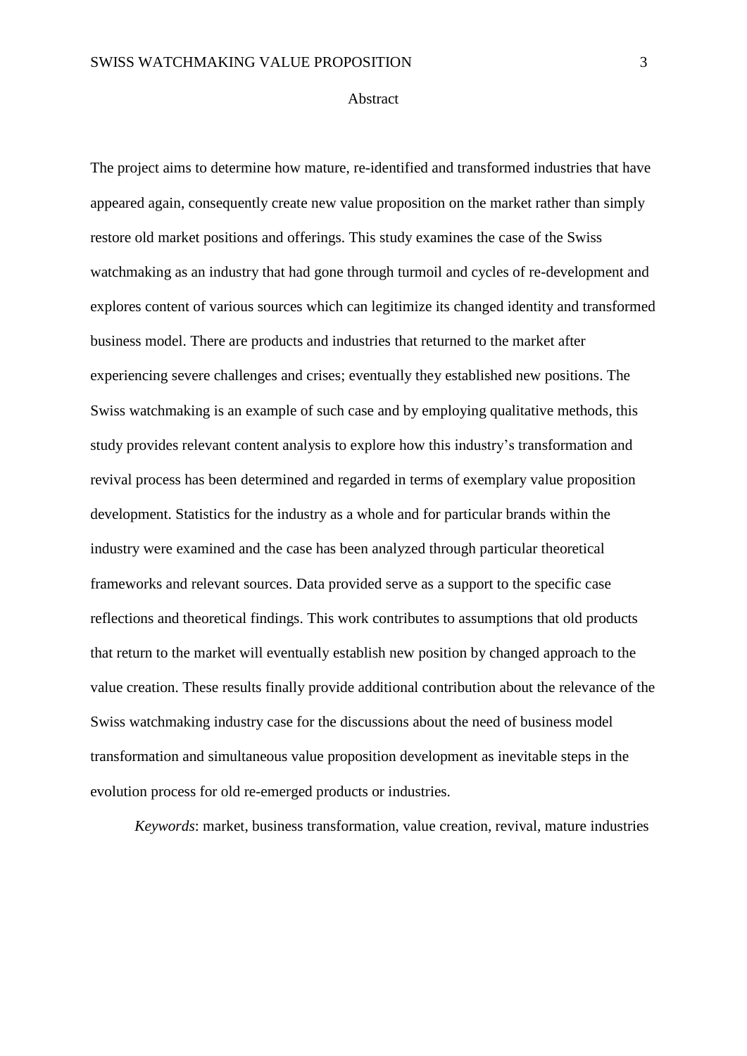# Abstract

The project aims to determine how mature, re-identified and transformed industries that have appeared again, consequently create new value proposition on the market rather than simply restore old market positions and offerings. This study examines the case of the Swiss watchmaking as an industry that had gone through turmoil and cycles of re-development and explores content of various sources which can legitimize its changed identity and transformed business model. There are products and industries that returned to the market after experiencing severe challenges and crises; eventually they established new positions. The Swiss watchmaking is an example of such case and by employing qualitative methods, this study provides relevant content analysis to explore how this industry's transformation and revival process has been determined and regarded in terms of exemplary value proposition development. Statistics for the industry as a whole and for particular brands within the industry were examined and the case has been analyzed through particular theoretical frameworks and relevant sources. Data provided serve as a support to the specific case reflections and theoretical findings. This work contributes to assumptions that old products that return to the market will eventually establish new position by changed approach to the value creation. These results finally provide additional contribution about the relevance of the Swiss watchmaking industry case for the discussions about the need of business model transformation and simultaneous value proposition development as inevitable steps in the evolution process for old re-emerged products or industries.

*Keywords*: market, business transformation, value creation, revival, mature industries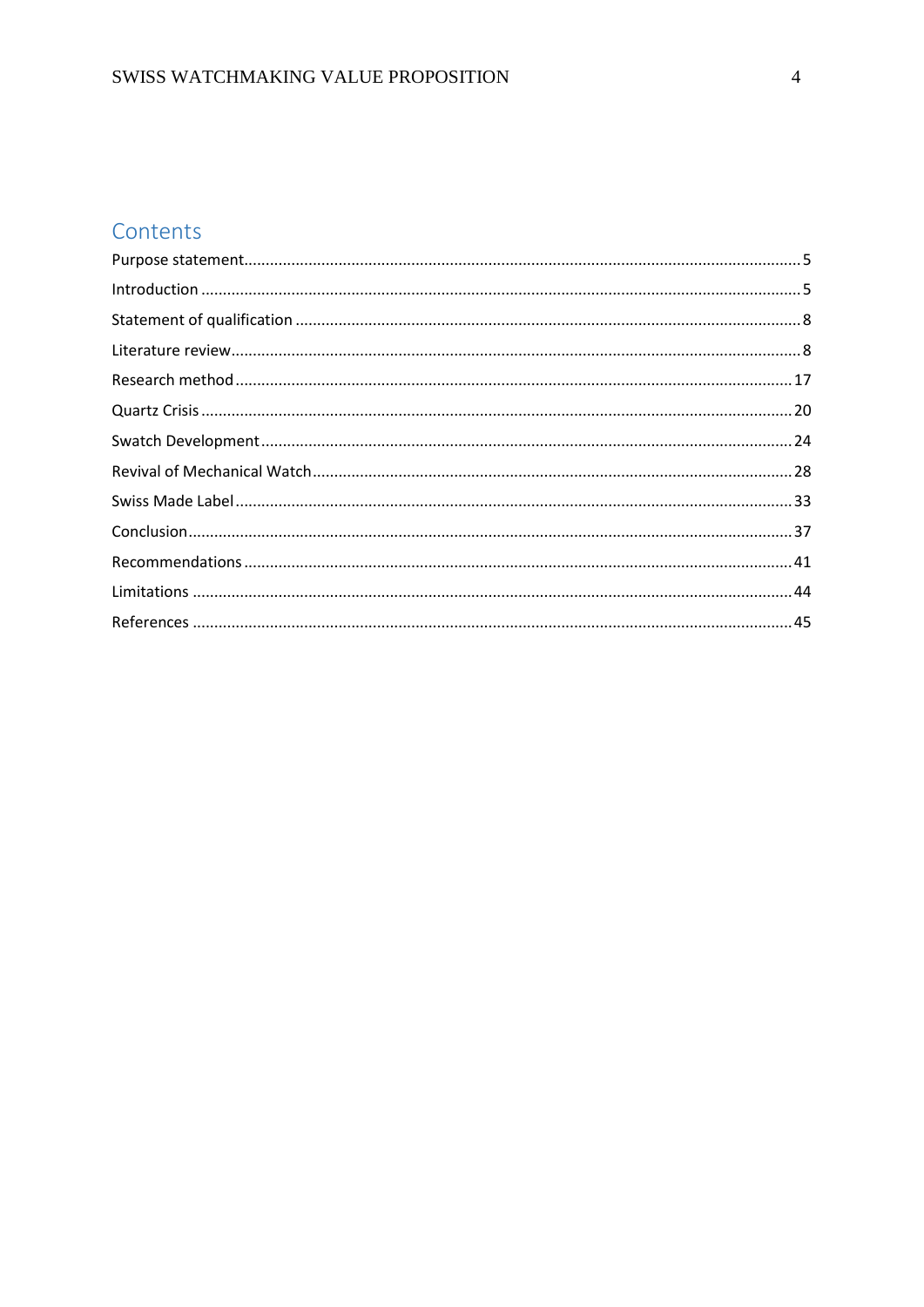# Contents

Purpose statement ..... 5

Introduction ..... 5

Statement of qualification ..... 8

Literature review ..... 8

Research method ..... 17

Quartz Crisis ..... 20

Swatch Development ..... 24

Revival of Mechanical Watch ..... 28

Swiss Made Label ..... 33

Conclusion ..... 37

Recommendations ..... 41

Limitations ..... 44

References ..... 45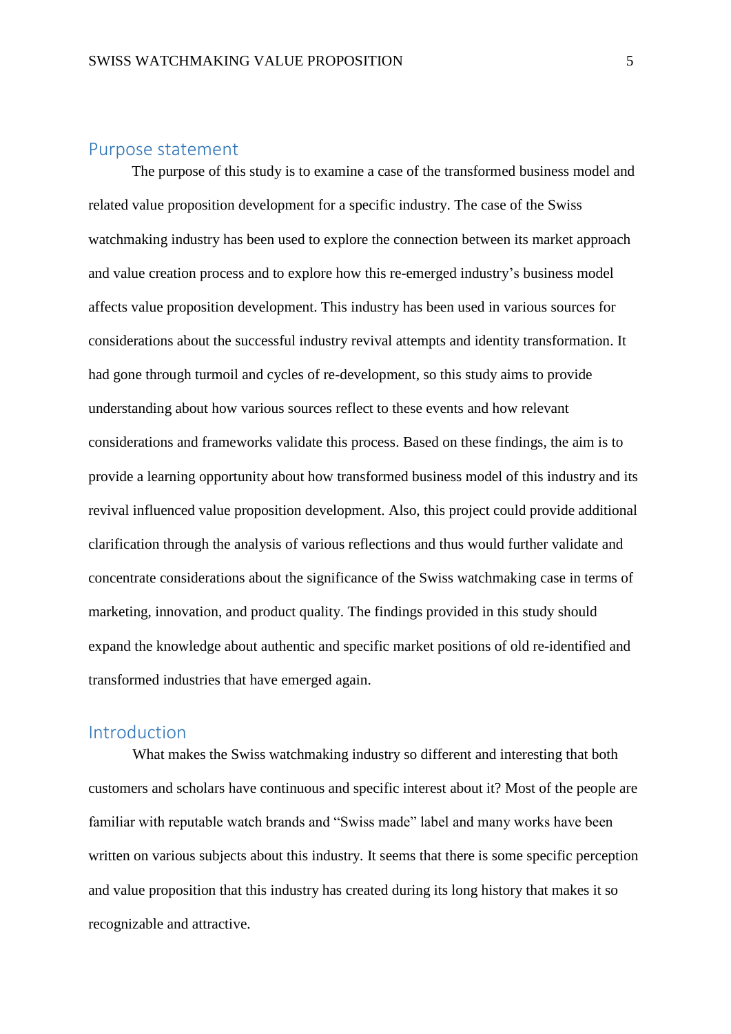## Purpose statement

The purpose of this study is to examine a case of the transformed business model and related value proposition development for a specific industry. The case of the Swiss watchmaking industry has been used to explore the connection between its market approach and value creation process and to explore how this re-emerged industry's business model affects value proposition development. This industry has been used in various sources for considerations about the successful industry revival attempts and identity transformation. It had gone through turmoil and cycles of re-development, so this study aims to provide understanding about how various sources reflect to these events and how relevant considerations and frameworks validate this process. Based on these findings, the aim is to provide a learning opportunity about how transformed business model of this industry and its revival influenced value proposition development. Also, this project could provide additional clarification through the analysis of various reflections and thus would further validate and concentrate considerations about the significance of the Swiss watchmaking case in terms of marketing, innovation, and product quality. The findings provided in this study should expand the knowledge about authentic and specific market positions of old re-identified and transformed industries that have emerged again.

## Introduction

What makes the Swiss watchmaking industry so different and interesting that both customers and scholars have continuous and specific interest about it? Most of the people are familiar with reputable watch brands and "Swiss made" label and many works have been written on various subjects about this industry. It seems that there is some specific perception and value proposition that this industry has created during its long history that makes it so recognizable and attractive.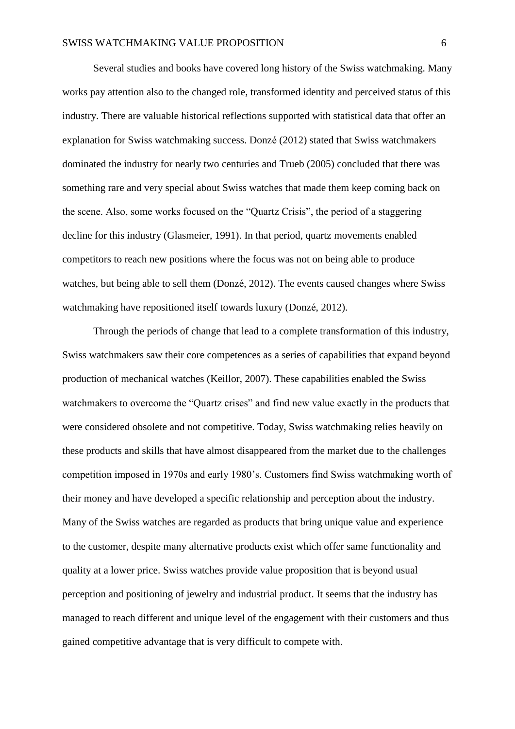Several studies and books have covered long history of the Swiss watchmaking. Many works pay attention also to the changed role, transformed identity and perceived status of this industry. There are valuable historical reflections supported with statistical data that offer an explanation for Swiss watchmaking success. Donzé (2012) stated that Swiss watchmakers dominated the industry for nearly two centuries and Trueb (2005) concluded that there was something rare and very special about Swiss watches that made them keep coming back on the scene. Also, some works focused on the "Quartz Crisis", the period of a staggering decline for this industry (Glasmeier, 1991). In that period, quartz movements enabled competitors to reach new positions where the focus was not on being able to produce watches, but being able to sell them (Donzé, 2012). The events caused changes where Swiss watchmaking have repositioned itself towards luxury (Donzé, 2012).

Through the periods of change that lead to a complete transformation of this industry, Swiss watchmakers saw their core competences as a series of capabilities that expand beyond production of mechanical watches (Keillor, 2007). These capabilities enabled the Swiss watchmakers to overcome the "Quartz crises" and find new value exactly in the products that were considered obsolete and not competitive. Today, Swiss watchmaking relies heavily on these products and skills that have almost disappeared from the market due to the challenges competition imposed in 1970s and early 1980's. Customers find Swiss watchmaking worth of their money and have developed a specific relationship and perception about the industry. Many of the Swiss watches are regarded as products that bring unique value and experience to the customer, despite many alternative products exist which offer same functionality and quality at a lower price. Swiss watches provide value proposition that is beyond usual perception and positioning of jewelry and industrial product. It seems that the industry has managed to reach different and unique level of the engagement with their customers and thus gained competitive advantage that is very difficult to compete with.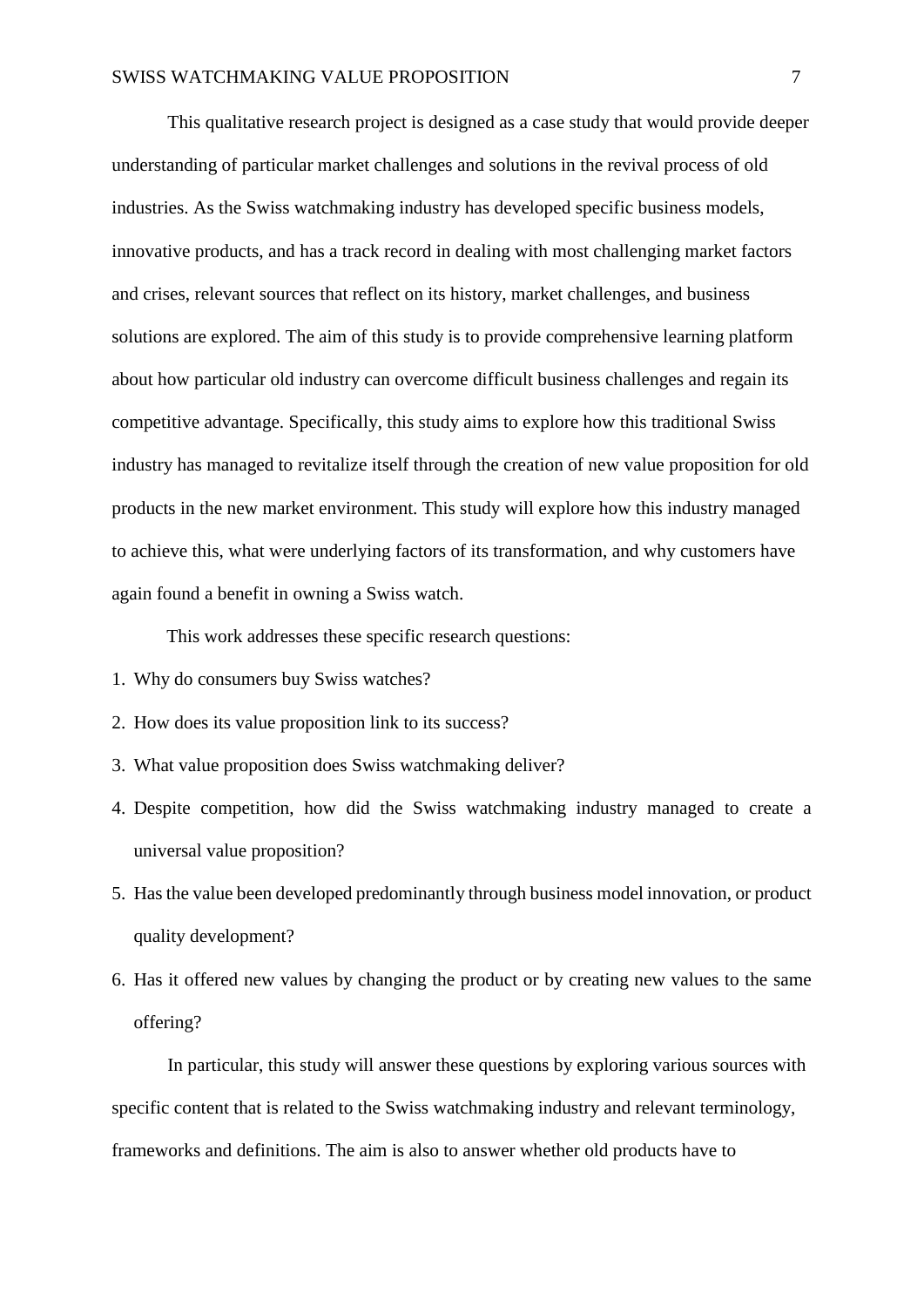This qualitative research project is designed as a case study that would provide deeper understanding of particular market challenges and solutions in the revival process of old industries. As the Swiss watchmaking industry has developed specific business models, innovative products, and has a track record in dealing with most challenging market factors and crises, relevant sources that reflect on its history, market challenges, and business solutions are explored. The aim of this study is to provide comprehensive learning platform about how particular old industry can overcome difficult business challenges and regain its competitive advantage. Specifically, this study aims to explore how this traditional Swiss industry has managed to revitalize itself through the creation of new value proposition for old products in the new market environment. This study will explore how this industry managed to achieve this, what were underlying factors of its transformation, and why customers have again found a benefit in owning a Swiss watch.

This work addresses these specific research questions:

1. Why do consumers buy Swiss watches?
2. How does its value proposition link to its success?
3. What value proposition does Swiss watchmaking deliver?
4. Despite competition, how did the Swiss watchmaking industry managed to create a universal value proposition?
5. Has the value been developed predominantly through business model innovation, or product quality development?
6. Has it offered new values by changing the product or by creating new values to the same offering?

In particular, this study will answer these questions by exploring various sources with specific content that is related to the Swiss watchmaking industry and relevant terminology, frameworks and definitions. The aim is also to answer whether old products have to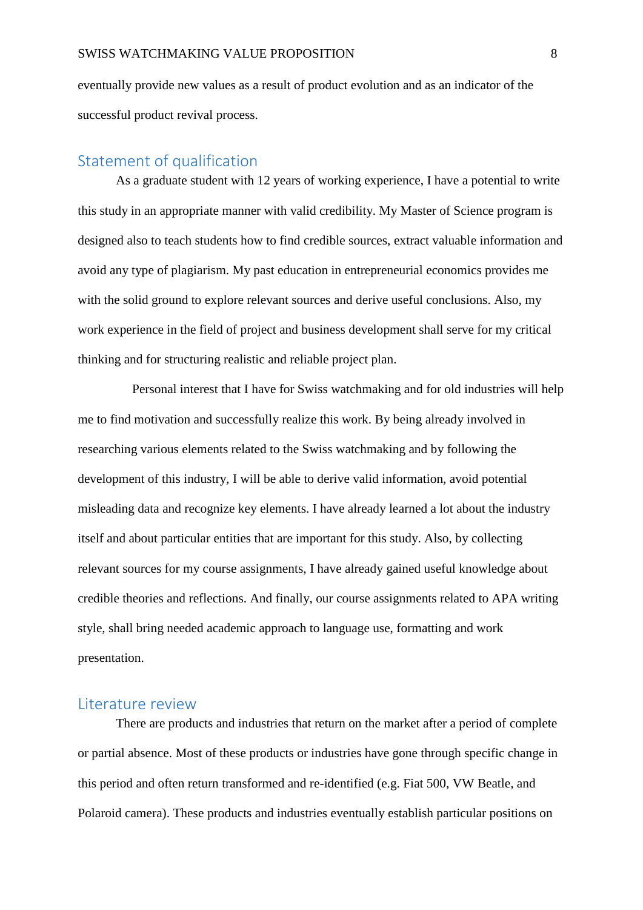eventually provide new values as a result of product evolution and as an indicator of the successful product revival process.

## Statement of qualification

As a graduate student with 12 years of working experience, I have a potential to write this study in an appropriate manner with valid credibility. My Master of Science program is designed also to teach students how to find credible sources, extract valuable information and avoid any type of plagiarism. My past education in entrepreneurial economics provides me with the solid ground to explore relevant sources and derive useful conclusions. Also, my work experience in the field of project and business development shall serve for my critical thinking and for structuring realistic and reliable project plan.

Personal interest that I have for Swiss watchmaking and for old industries will help me to find motivation and successfully realize this work. By being already involved in researching various elements related to the Swiss watchmaking and by following the development of this industry, I will be able to derive valid information, avoid potential misleading data and recognize key elements. I have already learned a lot about the industry itself and about particular entities that are important for this study. Also, by collecting relevant sources for my course assignments, I have already gained useful knowledge about credible theories and reflections. And finally, our course assignments related to APA writing style, shall bring needed academic approach to language use, formatting and work presentation.

## Literature review

There are products and industries that return on the market after a period of complete or partial absence. Most of these products or industries have gone through specific change in this period and often return transformed and re-identified (e.g. Fiat 500, VW Beatle, and Polaroid camera). These products and industries eventually establish particular positions on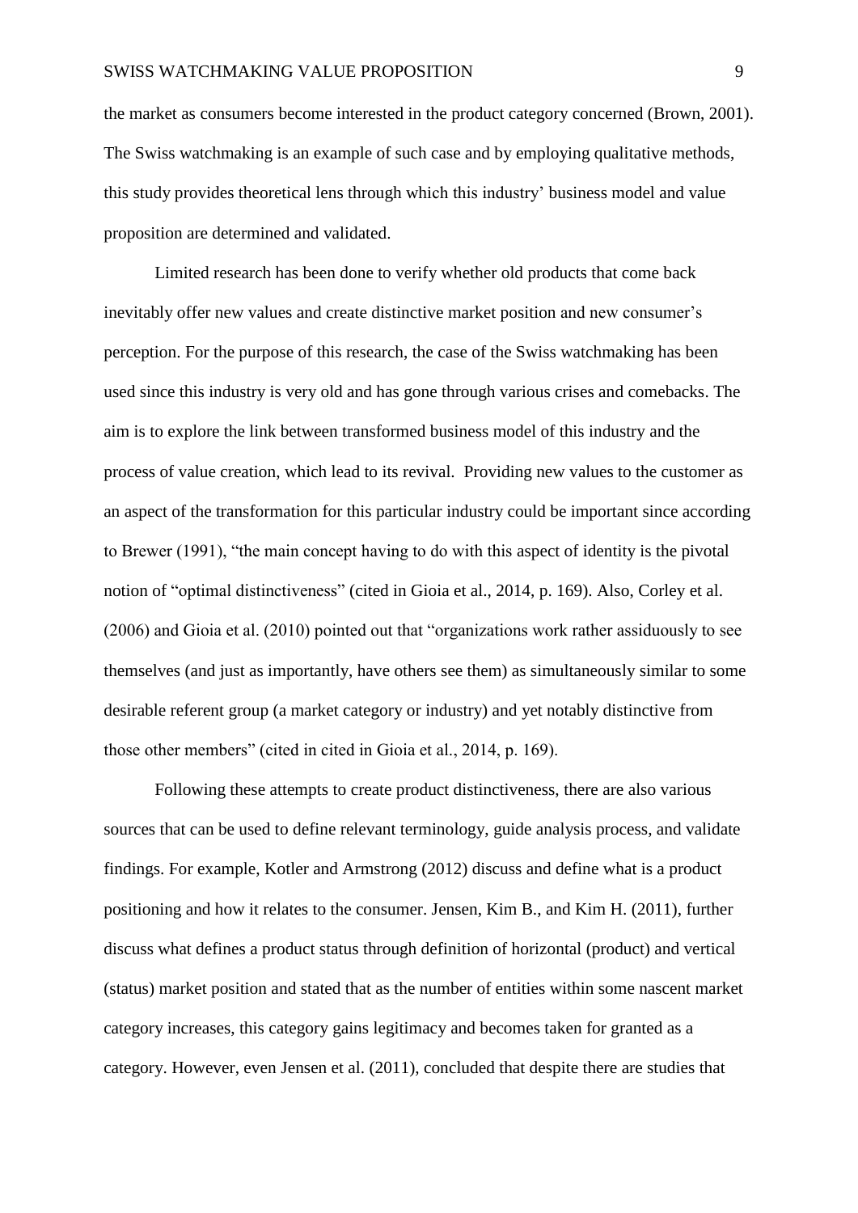the market as consumers become interested in the product category concerned (Brown, 2001). The Swiss watchmaking is an example of such case and by employing qualitative methods, this study provides theoretical lens through which this industry' business model and value proposition are determined and validated.

Limited research has been done to verify whether old products that come back inevitably offer new values and create distinctive market position and new consumer's perception. For the purpose of this research, the case of the Swiss watchmaking has been used since this industry is very old and has gone through various crises and comebacks. The aim is to explore the link between transformed business model of this industry and the process of value creation, which lead to its revival. Providing new values to the customer as an aspect of the transformation for this particular industry could be important since according to Brewer (1991), "the main concept having to do with this aspect of identity is the pivotal notion of "optimal distinctiveness" (cited in Gioia et al., 2014, p. 169). Also, Corley et al. (2006) and Gioia et al. (2010) pointed out that "organizations work rather assiduously to see themselves (and just as importantly, have others see them) as simultaneously similar to some desirable referent group (a market category or industry) and yet notably distinctive from those other members" (cited in cited in Gioia et al., 2014, p. 169).

Following these attempts to create product distinctiveness, there are also various sources that can be used to define relevant terminology, guide analysis process, and validate findings. For example, Kotler and Armstrong (2012) discuss and define what is a product positioning and how it relates to the consumer. Jensen, Kim B., and Kim H. (2011), further discuss what defines a product status through definition of horizontal (product) and vertical (status) market position and stated that as the number of entities within some nascent market category increases, this category gains legitimacy and becomes taken for granted as a category. However, even Jensen et al. (2011), concluded that despite there are studies that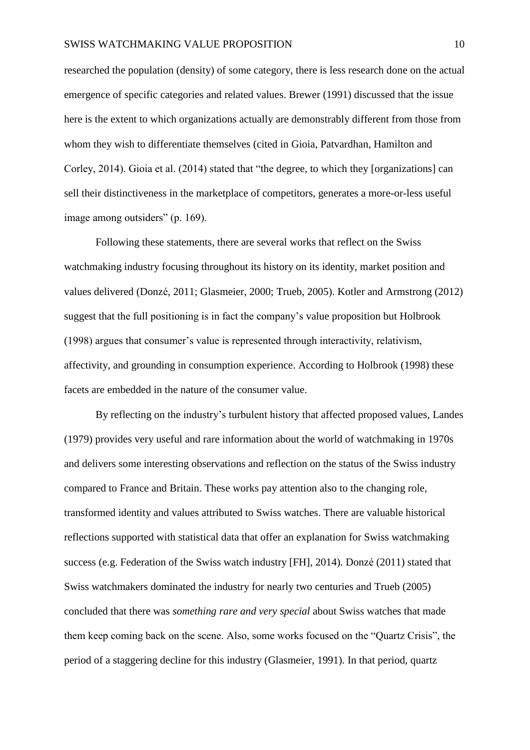researched the population (density) of some category, there is less research done on the actual emergence of specific categories and related values. Brewer (1991) discussed that the issue here is the extent to which organizations actually are demonstrably different from those from whom they wish to differentiate themselves (cited in Gioia, Patvardhan, Hamilton and Corley, 2014). Gioia et al. (2014) stated that "the degree, to which they [organizations] can sell their distinctiveness in the marketplace of competitors, generates a more-or-less useful image among outsiders" (p. 169).

Following these statements, there are several works that reflect on the Swiss watchmaking industry focusing throughout its history on its identity, market position and values delivered (Donzé, 2011; Glasmeier, 2000; Trueb, 2005). Kotler and Armstrong (2012) suggest that the full positioning is in fact the company's value proposition but Holbrook (1998) argues that consumer's value is represented through interactivity, relativism, affectivity, and grounding in consumption experience. According to Holbrook (1998) these facets are embedded in the nature of the consumer value.

By reflecting on the industry's turbulent history that affected proposed values, Landes (1979) provides very useful and rare information about the world of watchmaking in 1970s and delivers some interesting observations and reflection on the status of the Swiss industry compared to France and Britain. These works pay attention also to the changing role, transformed identity and values attributed to Swiss watches. There are valuable historical reflections supported with statistical data that offer an explanation for Swiss watchmaking success (e.g. Federation of the Swiss watch industry [FH], 2014). Donzé (2011) stated that Swiss watchmakers dominated the industry for nearly two centuries and Trueb (2005) concluded that there was *something rare and very special* about Swiss watches that made them keep coming back on the scene. Also, some works focused on the "Quartz Crisis", the period of a staggering decline for this industry (Glasmeier, 1991). In that period, quartz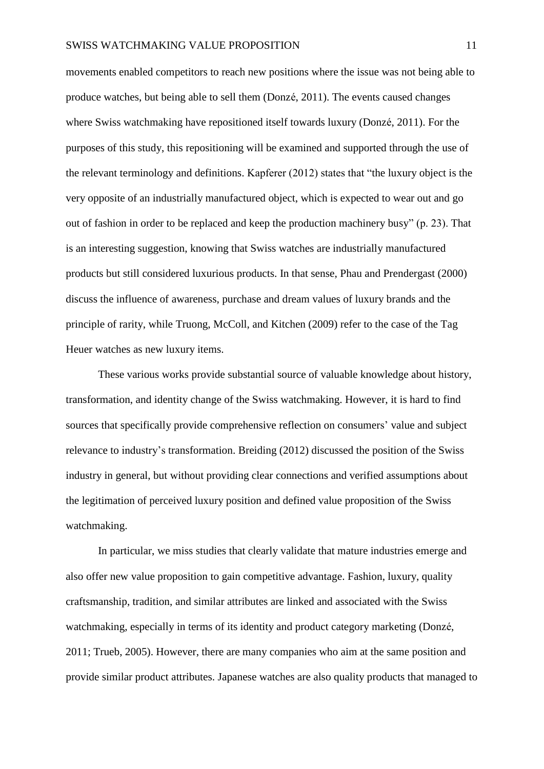movements enabled competitors to reach new positions where the issue was not being able to produce watches, but being able to sell them (Donzé, 2011). The events caused changes where Swiss watchmaking have repositioned itself towards luxury (Donzé, 2011). For the purposes of this study, this repositioning will be examined and supported through the use of the relevant terminology and definitions. Kapferer (2012) states that "the luxury object is the very opposite of an industrially manufactured object, which is expected to wear out and go out of fashion in order to be replaced and keep the production machinery busy" (p. 23). That is an interesting suggestion, knowing that Swiss watches are industrially manufactured products but still considered luxurious products. In that sense, Phau and Prendergast (2000) discuss the influence of awareness, purchase and dream values of luxury brands and the principle of rarity, while Truong, McColl, and Kitchen (2009) refer to the case of the Tag Heuer watches as new luxury items.

These various works provide substantial source of valuable knowledge about history, transformation, and identity change of the Swiss watchmaking. However, it is hard to find sources that specifically provide comprehensive reflection on consumers' value and subject relevance to industry's transformation. Breiding (2012) discussed the position of the Swiss industry in general, but without providing clear connections and verified assumptions about the legitimation of perceived luxury position and defined value proposition of the Swiss watchmaking.

In particular, we miss studies that clearly validate that mature industries emerge and also offer new value proposition to gain competitive advantage. Fashion, luxury, quality craftsmanship, tradition, and similar attributes are linked and associated with the Swiss watchmaking, especially in terms of its identity and product category marketing (Donzé, 2011; Trueb, 2005). However, there are many companies who aim at the same position and provide similar product attributes. Japanese watches are also quality products that managed to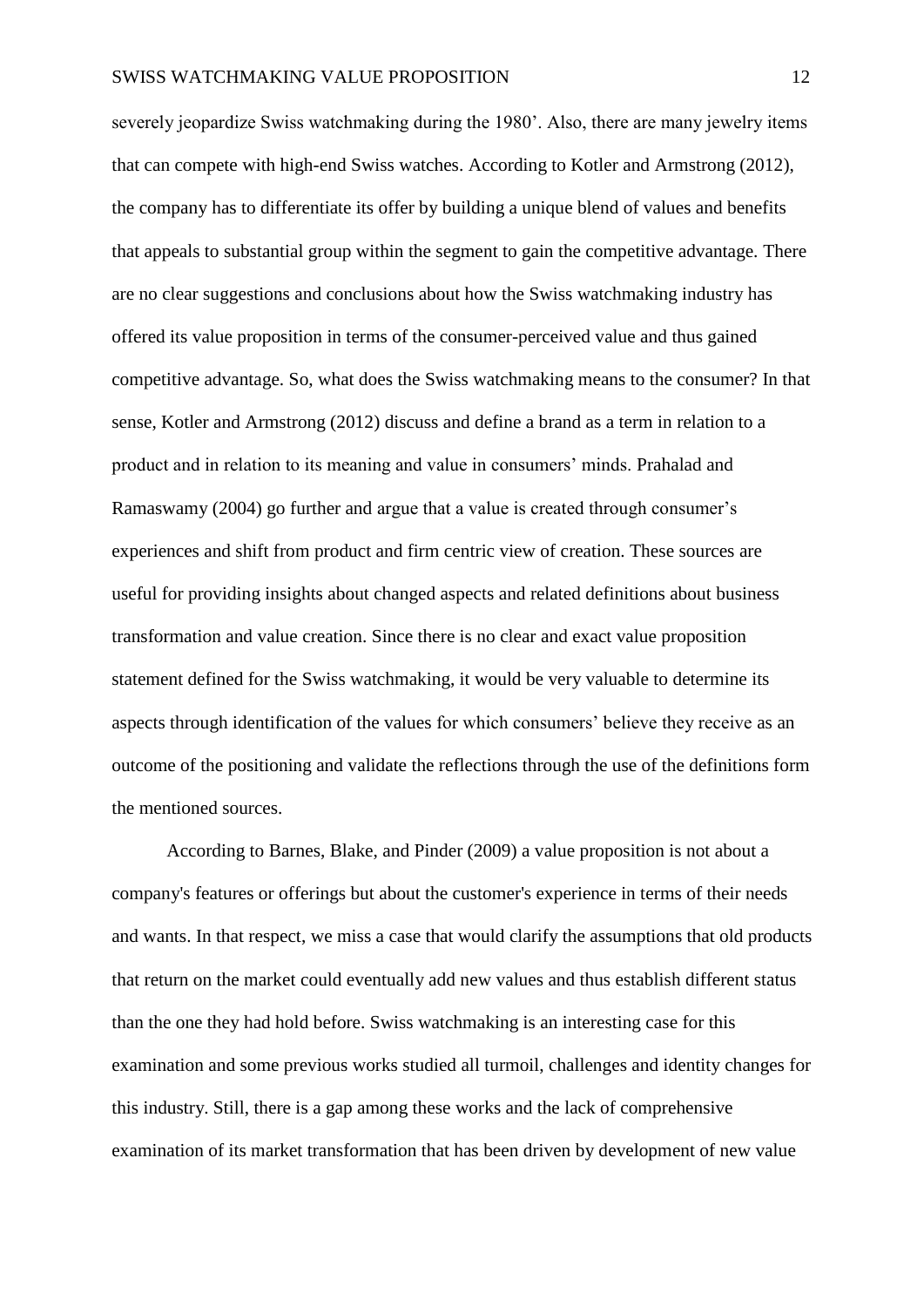severely jeopardize Swiss watchmaking during the 1980'. Also, there are many jewelry items that can compete with high-end Swiss watches. According to Kotler and Armstrong (2012), the company has to differentiate its offer by building a unique blend of values and benefits that appeals to substantial group within the segment to gain the competitive advantage. There are no clear suggestions and conclusions about how the Swiss watchmaking industry has offered its value proposition in terms of the consumer-perceived value and thus gained competitive advantage. So, what does the Swiss watchmaking means to the consumer? In that sense, Kotler and Armstrong (2012) discuss and define a brand as a term in relation to a product and in relation to its meaning and value in consumers' minds. Prahalad and Ramaswamy (2004) go further and argue that a value is created through consumer's experiences and shift from product and firm centric view of creation. These sources are useful for providing insights about changed aspects and related definitions about business transformation and value creation. Since there is no clear and exact value proposition statement defined for the Swiss watchmaking, it would be very valuable to determine its aspects through identification of the values for which consumers' believe they receive as an outcome of the positioning and validate the reflections through the use of the definitions form the mentioned sources.

According to Barnes, Blake, and Pinder (2009) a value proposition is not about a company's features or offerings but about the customer's experience in terms of their needs and wants. In that respect, we miss a case that would clarify the assumptions that old products that return on the market could eventually add new values and thus establish different status than the one they had hold before. Swiss watchmaking is an interesting case for this examination and some previous works studied all turmoil, challenges and identity changes for this industry. Still, there is a gap among these works and the lack of comprehensive examination of its market transformation that has been driven by development of new value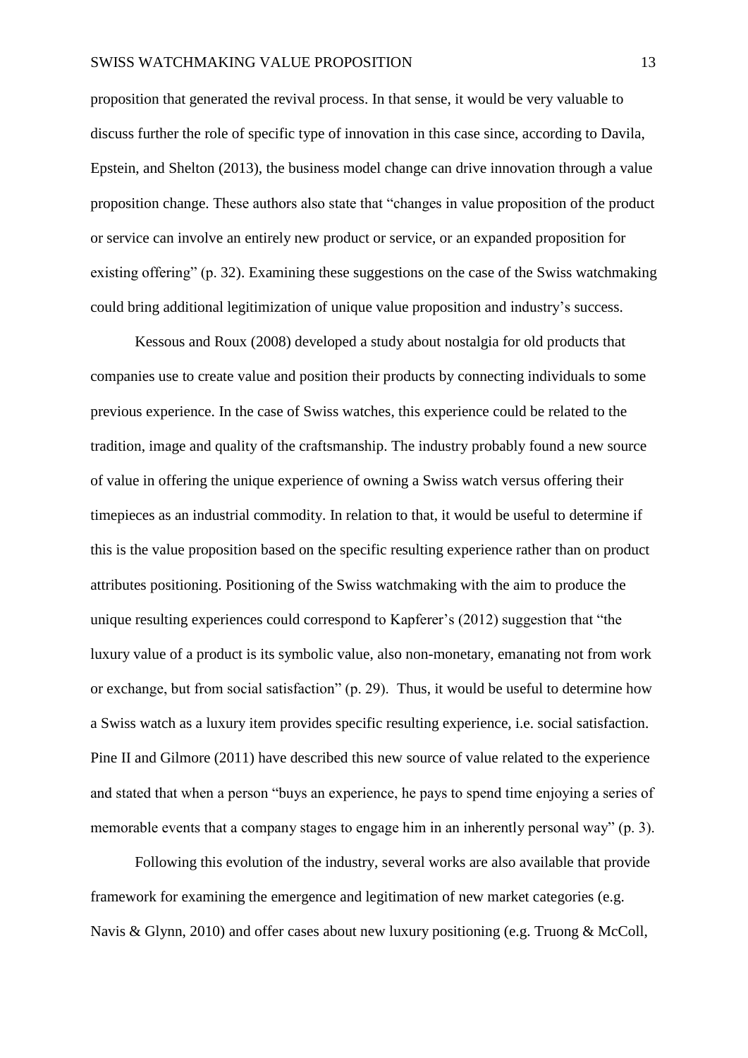proposition that generated the revival process. In that sense, it would be very valuable to discuss further the role of specific type of innovation in this case since, according to Davila, Epstein, and Shelton (2013), the business model change can drive innovation through a value proposition change. These authors also state that "changes in value proposition of the product or service can involve an entirely new product or service, or an expanded proposition for existing offering" (p. 32). Examining these suggestions on the case of the Swiss watchmaking could bring additional legitimization of unique value proposition and industry's success.

Kessous and Roux (2008) developed a study about nostalgia for old products that companies use to create value and position their products by connecting individuals to some previous experience. In the case of Swiss watches, this experience could be related to the tradition, image and quality of the craftsmanship. The industry probably found a new source of value in offering the unique experience of owning a Swiss watch versus offering their timepieces as an industrial commodity. In relation to that, it would be useful to determine if this is the value proposition based on the specific resulting experience rather than on product attributes positioning. Positioning of the Swiss watchmaking with the aim to produce the unique resulting experiences could correspond to Kapferer's (2012) suggestion that "the luxury value of a product is its symbolic value, also non-monetary, emanating not from work or exchange, but from social satisfaction" (p. 29). Thus, it would be useful to determine how a Swiss watch as a luxury item provides specific resulting experience, i.e. social satisfaction. Pine II and Gilmore (2011) have described this new source of value related to the experience and stated that when a person "buys an experience, he pays to spend time enjoying a series of memorable events that a company stages to engage him in an inherently personal way" (p. 3).

Following this evolution of the industry, several works are also available that provide framework for examining the emergence and legitimation of new market categories (e.g. Navis & Glynn, 2010) and offer cases about new luxury positioning (e.g. Truong & McColl,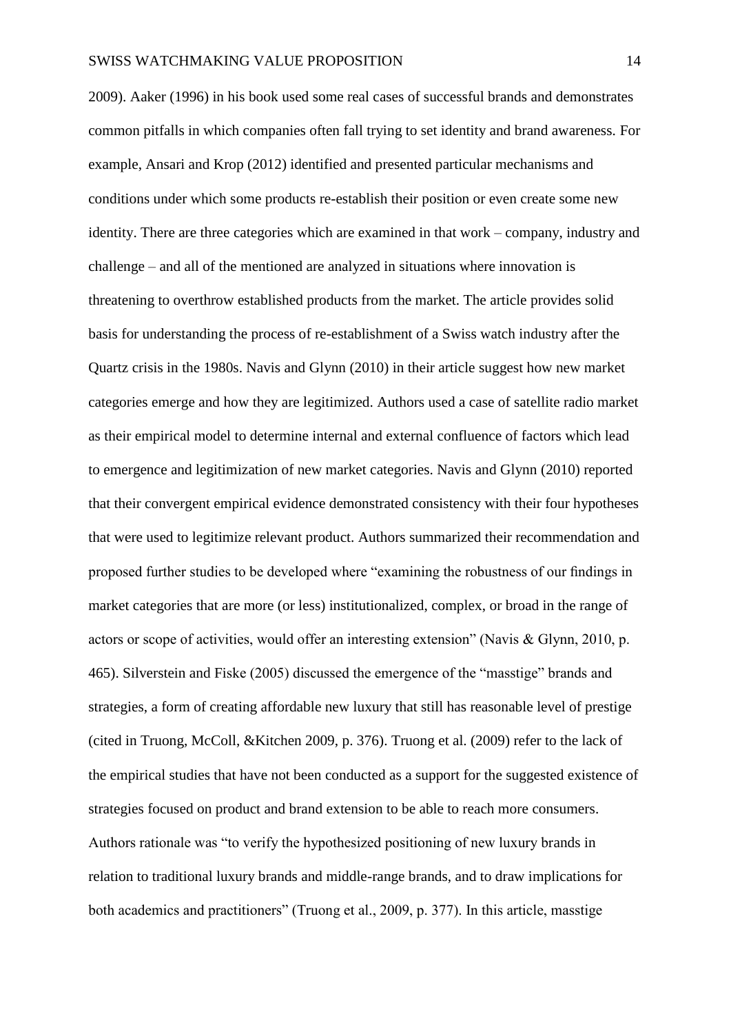2009). Aaker (1996) in his book used some real cases of successful brands and demonstrates common pitfalls in which companies often fall trying to set identity and brand awareness. For example, Ansari and Krop (2012) identified and presented particular mechanisms and conditions under which some products re-establish their position or even create some new identity. There are three categories which are examined in that work – company, industry and challenge – and all of the mentioned are analyzed in situations where innovation is threatening to overthrow established products from the market. The article provides solid basis for understanding the process of re-establishment of a Swiss watch industry after the Quartz crisis in the 1980s. Navis and Glynn (2010) in their article suggest how new market categories emerge and how they are legitimized. Authors used a case of satellite radio market as their empirical model to determine internal and external confluence of factors which lead to emergence and legitimization of new market categories. Navis and Glynn (2010) reported that their convergent empirical evidence demonstrated consistency with their four hypotheses that were used to legitimize relevant product. Authors summarized their recommendation and proposed further studies to be developed where "examining the robustness of our findings in market categories that are more (or less) institutionalized, complex, or broad in the range of actors or scope of activities, would offer an interesting extension" (Navis & Glynn, 2010, p. 465). Silverstein and Fiske (2005) discussed the emergence of the "masstige" brands and strategies, a form of creating affordable new luxury that still has reasonable level of prestige (cited in Truong, McColl, &Kitchen 2009, p. 376). Truong et al. (2009) refer to the lack of the empirical studies that have not been conducted as a support for the suggested existence of strategies focused on product and brand extension to be able to reach more consumers. Authors rationale was "to verify the hypothesized positioning of new luxury brands in relation to traditional luxury brands and middle-range brands, and to draw implications for both academics and practitioners" (Truong et al., 2009, p. 377). In this article, masstige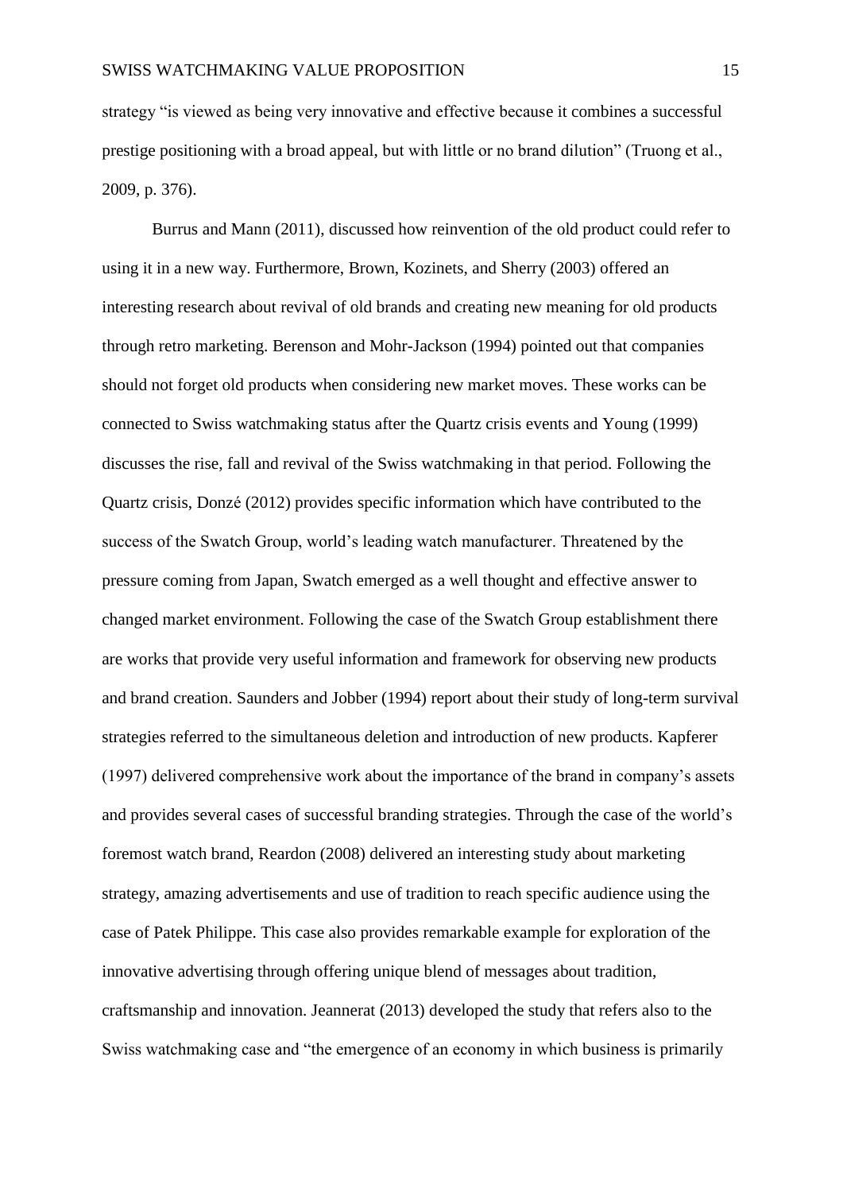strategy "is viewed as being very innovative and effective because it combines a successful prestige positioning with a broad appeal, but with little or no brand dilution" (Truong et al., 2009, p. 376).

Burrus and Mann (2011), discussed how reinvention of the old product could refer to using it in a new way. Furthermore, Brown, Kozinets, and Sherry (2003) offered an interesting research about revival of old brands and creating new meaning for old products through retro marketing. Berenson and Mohr-Jackson (1994) pointed out that companies should not forget old products when considering new market moves. These works can be connected to Swiss watchmaking status after the Quartz crisis events and Young (1999) discusses the rise, fall and revival of the Swiss watchmaking in that period. Following the Quartz crisis, Donzé (2012) provides specific information which have contributed to the success of the Swatch Group, world's leading watch manufacturer. Threatened by the pressure coming from Japan, Swatch emerged as a well thought and effective answer to changed market environment. Following the case of the Swatch Group establishment there are works that provide very useful information and framework for observing new products and brand creation. Saunders and Jobber (1994) report about their study of long-term survival strategies referred to the simultaneous deletion and introduction of new products. Kapferer (1997) delivered comprehensive work about the importance of the brand in company's assets and provides several cases of successful branding strategies. Through the case of the world's foremost watch brand, Reardon (2008) delivered an interesting study about marketing strategy, amazing advertisements and use of tradition to reach specific audience using the case of Patek Philippe. This case also provides remarkable example for exploration of the innovative advertising through offering unique blend of messages about tradition, craftsmanship and innovation. Jeannerat (2013) developed the study that refers also to the Swiss watchmaking case and "the emergence of an economy in which business is primarily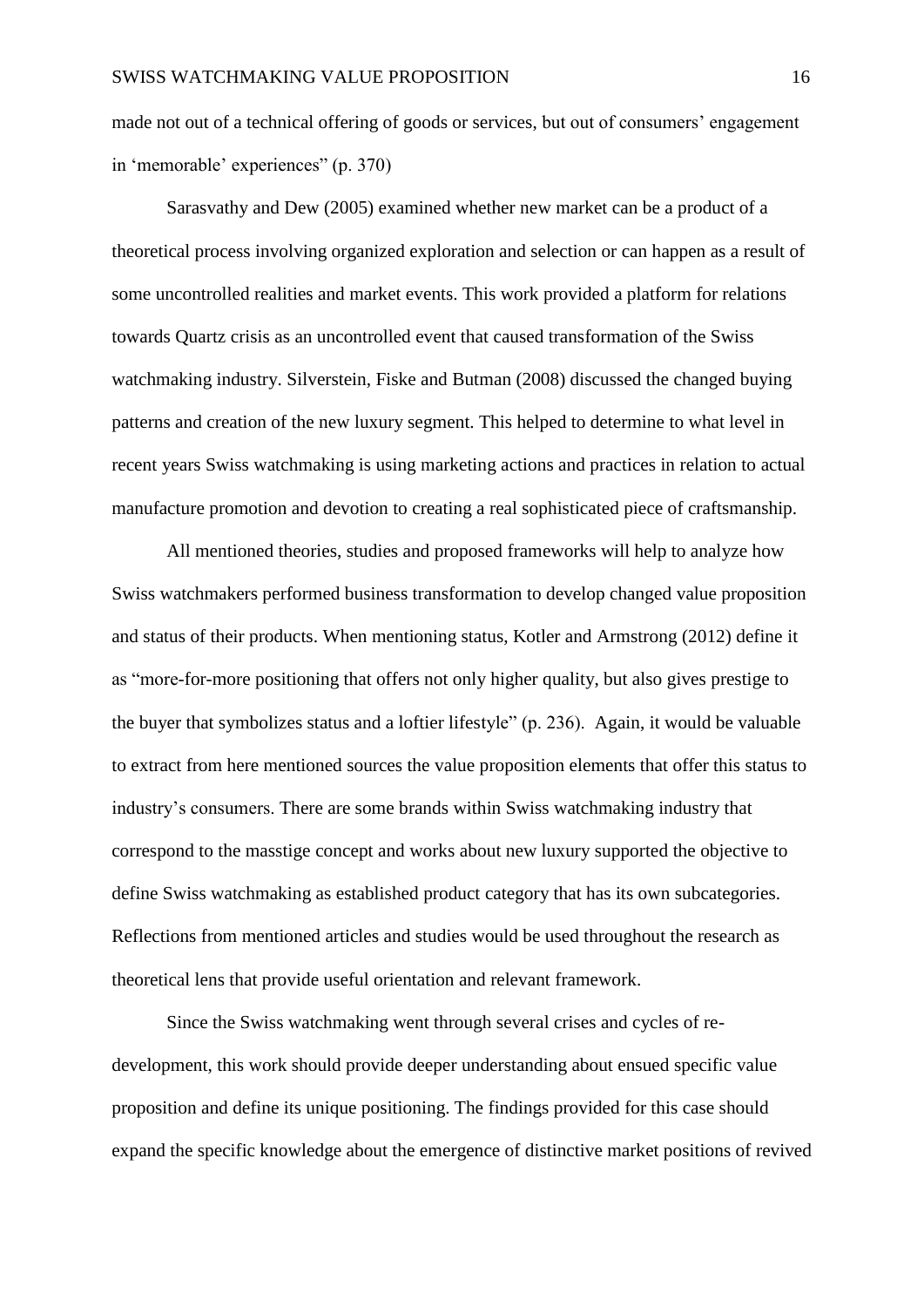made not out of a technical offering of goods or services, but out of consumers' engagement in 'memorable' experiences" (p. 370)

Sarasvathy and Dew (2005) examined whether new market can be a product of a theoretical process involving organized exploration and selection or can happen as a result of some uncontrolled realities and market events. This work provided a platform for relations towards Quartz crisis as an uncontrolled event that caused transformation of the Swiss watchmaking industry. Silverstein, Fiske and Butman (2008) discussed the changed buying patterns and creation of the new luxury segment. This helped to determine to what level in recent years Swiss watchmaking is using marketing actions and practices in relation to actual manufacture promotion and devotion to creating a real sophisticated piece of craftsmanship.

All mentioned theories, studies and proposed frameworks will help to analyze how Swiss watchmakers performed business transformation to develop changed value proposition and status of their products. When mentioning status, Kotler and Armstrong (2012) define it as "more-for-more positioning that offers not only higher quality, but also gives prestige to the buyer that symbolizes status and a loftier lifestyle" (p. 236). Again, it would be valuable to extract from here mentioned sources the value proposition elements that offer this status to industry's consumers. There are some brands within Swiss watchmaking industry that correspond to the masstige concept and works about new luxury supported the objective to define Swiss watchmaking as established product category that has its own subcategories. Reflections from mentioned articles and studies would be used throughout the research as theoretical lens that provide useful orientation and relevant framework.

Since the Swiss watchmaking went through several crises and cycles of re-development, this work should provide deeper understanding about ensued specific value proposition and define its unique positioning. The findings provided for this case should expand the specific knowledge about the emergence of distinctive market positions of revived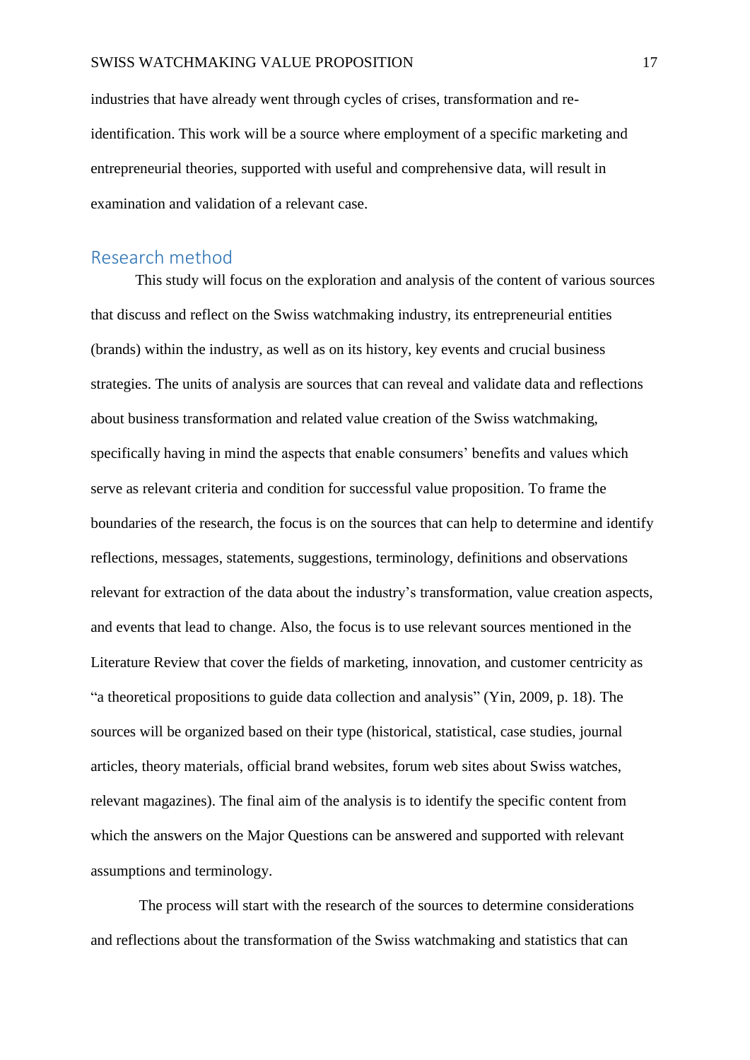industries that have already went through cycles of crises, transformation and re-identification. This work will be a source where employment of a specific marketing and entrepreneurial theories, supported with useful and comprehensive data, will result in examination and validation of a relevant case.

## Research method

This study will focus on the exploration and analysis of the content of various sources that discuss and reflect on the Swiss watchmaking industry, its entrepreneurial entities (brands) within the industry, as well as on its history, key events and crucial business strategies. The units of analysis are sources that can reveal and validate data and reflections about business transformation and related value creation of the Swiss watchmaking, specifically having in mind the aspects that enable consumers' benefits and values which serve as relevant criteria and condition for successful value proposition. To frame the boundaries of the research, the focus is on the sources that can help to determine and identify reflections, messages, statements, suggestions, terminology, definitions and observations relevant for extraction of the data about the industry's transformation, value creation aspects, and events that lead to change. Also, the focus is to use relevant sources mentioned in the Literature Review that cover the fields of marketing, innovation, and customer centricity as "a theoretical propositions to guide data collection and analysis" (Yin, 2009, p. 18). The sources will be organized based on their type (historical, statistical, case studies, journal articles, theory materials, official brand websites, forum web sites about Swiss watches, relevant magazines). The final aim of the analysis is to identify the specific content from which the answers on the Major Questions can be answered and supported with relevant assumptions and terminology.

The process will start with the research of the sources to determine considerations and reflections about the transformation of the Swiss watchmaking and statistics that can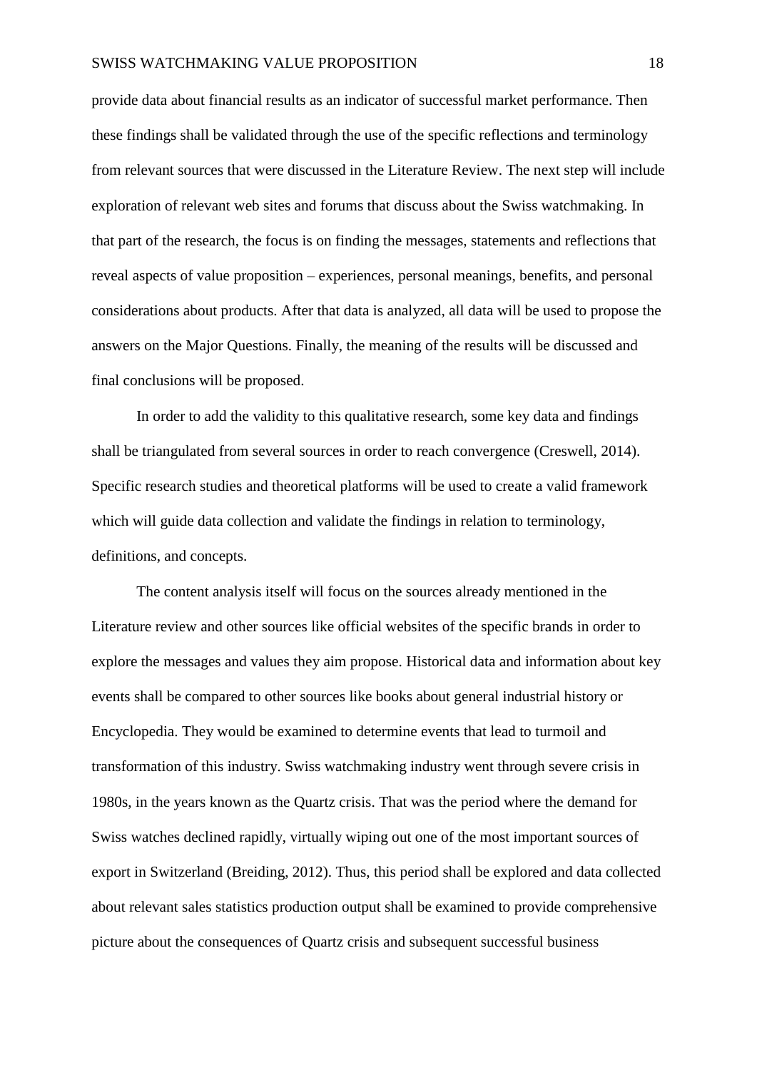provide data about financial results as an indicator of successful market performance. Then these findings shall be validated through the use of the specific reflections and terminology from relevant sources that were discussed in the Literature Review. The next step will include exploration of relevant web sites and forums that discuss about the Swiss watchmaking. In that part of the research, the focus is on finding the messages, statements and reflections that reveal aspects of value proposition – experiences, personal meanings, benefits, and personal considerations about products. After that data is analyzed, all data will be used to propose the answers on the Major Questions. Finally, the meaning of the results will be discussed and final conclusions will be proposed.

In order to add the validity to this qualitative research, some key data and findings shall be triangulated from several sources in order to reach convergence (Creswell, 2014). Specific research studies and theoretical platforms will be used to create a valid framework which will guide data collection and validate the findings in relation to terminology, definitions, and concepts.

The content analysis itself will focus on the sources already mentioned in the Literature review and other sources like official websites of the specific brands in order to explore the messages and values they aim propose. Historical data and information about key events shall be compared to other sources like books about general industrial history or Encyclopedia. They would be examined to determine events that lead to turmoil and transformation of this industry. Swiss watchmaking industry went through severe crisis in 1980s, in the years known as the Quartz crisis. That was the period where the demand for Swiss watches declined rapidly, virtually wiping out one of the most important sources of export in Switzerland (Breiding, 2012). Thus, this period shall be explored and data collected about relevant sales statistics production output shall be examined to provide comprehensive picture about the consequences of Quartz crisis and subsequent successful business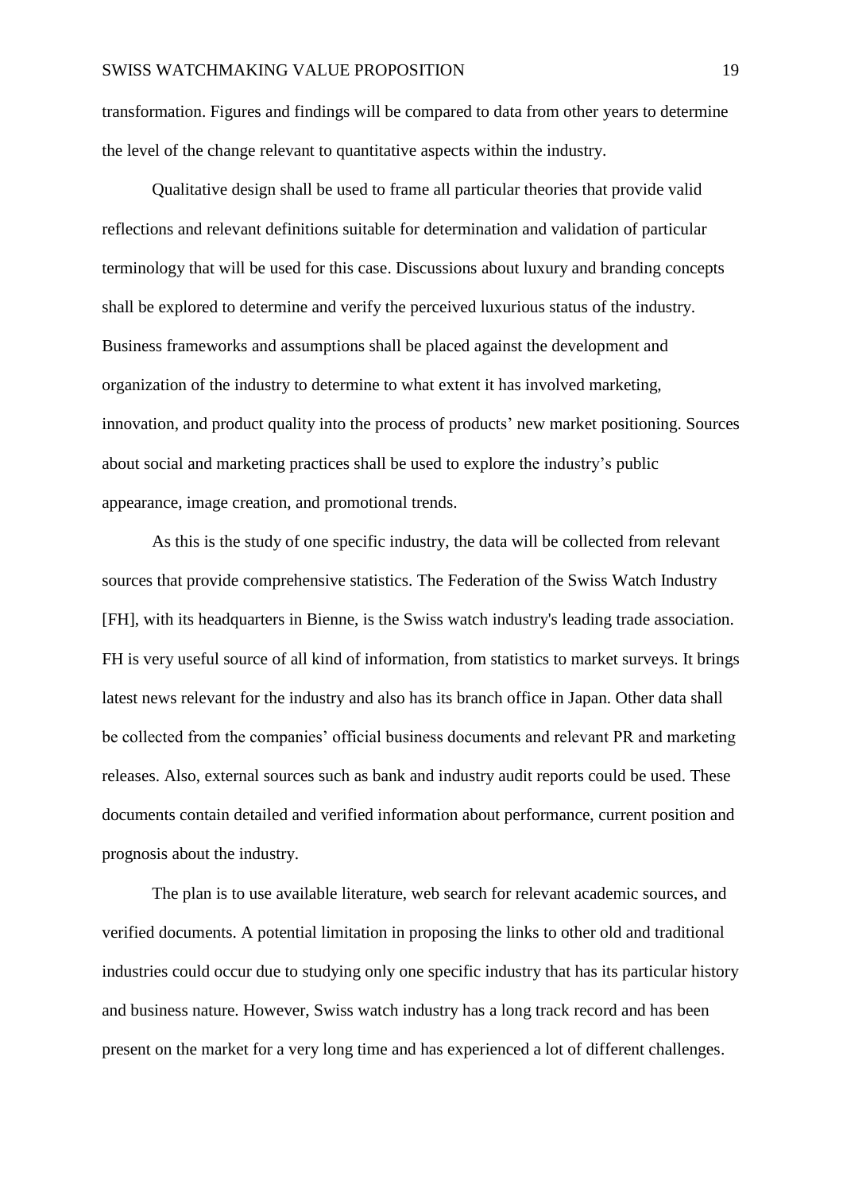transformation. Figures and findings will be compared to data from other years to determine the level of the change relevant to quantitative aspects within the industry.

Qualitative design shall be used to frame all particular theories that provide valid reflections and relevant definitions suitable for determination and validation of particular terminology that will be used for this case. Discussions about luxury and branding concepts shall be explored to determine and verify the perceived luxurious status of the industry. Business frameworks and assumptions shall be placed against the development and organization of the industry to determine to what extent it has involved marketing, innovation, and product quality into the process of products' new market positioning. Sources about social and marketing practices shall be used to explore the industry's public appearance, image creation, and promotional trends.

As this is the study of one specific industry, the data will be collected from relevant sources that provide comprehensive statistics. The Federation of the Swiss Watch Industry [FH], with its headquarters in Bienne, is the Swiss watch industry's leading trade association. FH is very useful source of all kind of information, from statistics to market surveys. It brings latest news relevant for the industry and also has its branch office in Japan. Other data shall be collected from the companies' official business documents and relevant PR and marketing releases. Also, external sources such as bank and industry audit reports could be used. These documents contain detailed and verified information about performance, current position and prognosis about the industry.

The plan is to use available literature, web search for relevant academic sources, and verified documents. A potential limitation in proposing the links to other old and traditional industries could occur due to studying only one specific industry that has its particular history and business nature. However, Swiss watch industry has a long track record and has been present on the market for a very long time and has experienced a lot of different challenges.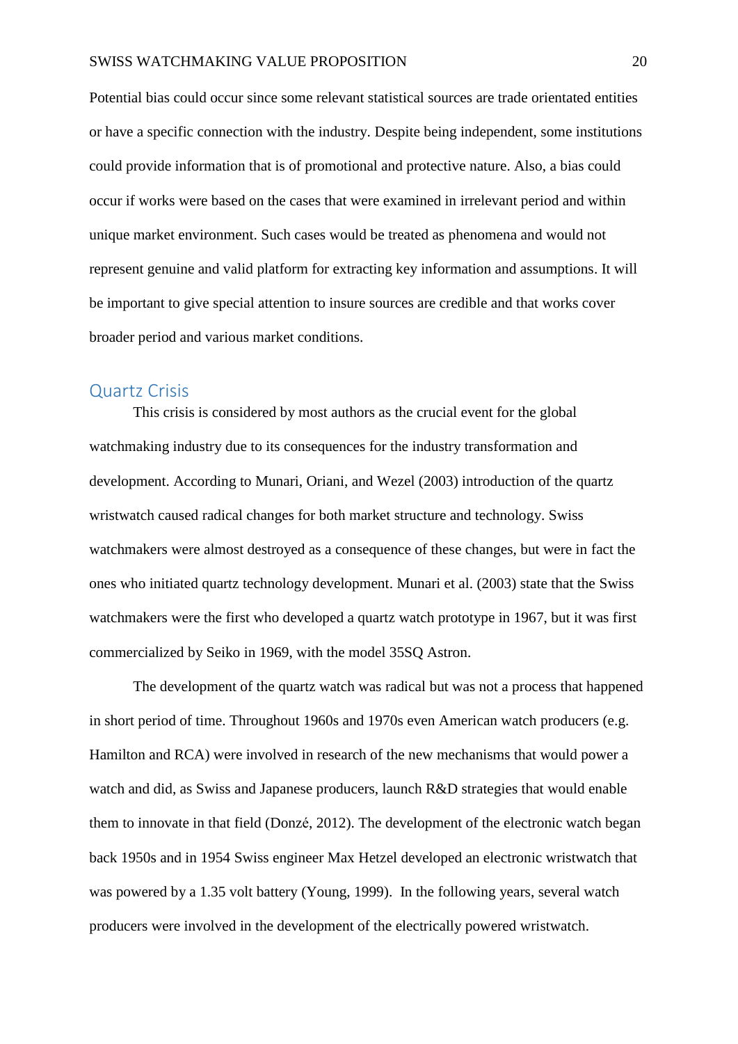Potential bias could occur since some relevant statistical sources are trade orientated entities or have a specific connection with the industry. Despite being independent, some institutions could provide information that is of promotional and protective nature. Also, a bias could occur if works were based on the cases that were examined in irrelevant period and within unique market environment. Such cases would be treated as phenomena and would not represent genuine and valid platform for extracting key information and assumptions. It will be important to give special attention to insure sources are credible and that works cover broader period and various market conditions.

## Quartz Crisis

This crisis is considered by most authors as the crucial event for the global watchmaking industry due to its consequences for the industry transformation and development. According to Munari, Oriani, and Wezel (2003) introduction of the quartz wristwatch caused radical changes for both market structure and technology. Swiss watchmakers were almost destroyed as a consequence of these changes, but were in fact the ones who initiated quartz technology development. Munari et al. (2003) state that the Swiss watchmakers were the first who developed a quartz watch prototype in 1967, but it was first commercialized by Seiko in 1969, with the model 35SQ Astron.

The development of the quartz watch was radical but was not a process that happened in short period of time. Throughout 1960s and 1970s even American watch producers (e.g. Hamilton and RCA) were involved in research of the new mechanisms that would power a watch and did, as Swiss and Japanese producers, launch R&D strategies that would enable them to innovate in that field (Donzé, 2012). The development of the electronic watch began back 1950s and in 1954 Swiss engineer Max Hetzel developed an electronic wristwatch that was powered by a 1.35 volt battery (Young, 1999). In the following years, several watch producers were involved in the development of the electrically powered wristwatch.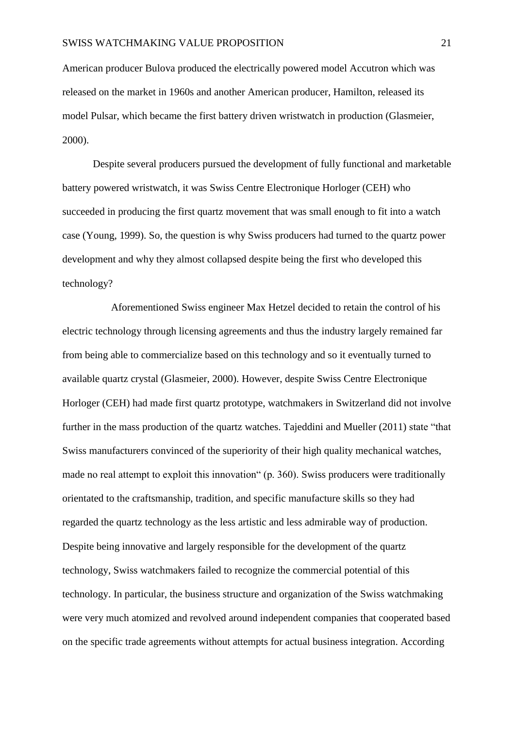American producer Bulova produced the electrically powered model Accutron which was released on the market in 1960s and another American producer, Hamilton, released its model Pulsar, which became the first battery driven wristwatch in production (Glasmeier, 2000).

Despite several producers pursued the development of fully functional and marketable battery powered wristwatch, it was Swiss Centre Electronique Horloger (CEH) who succeeded in producing the first quartz movement that was small enough to fit into a watch case (Young, 1999). So, the question is why Swiss producers had turned to the quartz power development and why they almost collapsed despite being the first who developed this technology?

Aforementioned Swiss engineer Max Hetzel decided to retain the control of his electric technology through licensing agreements and thus the industry largely remained far from being able to commercialize based on this technology and so it eventually turned to available quartz crystal (Glasmeier, 2000). However, despite Swiss Centre Electronique Horloger (CEH) had made first quartz prototype, watchmakers in Switzerland did not involve further in the mass production of the quartz watches. Tajeddini and Mueller (2011) state "that Swiss manufacturers convinced of the superiority of their high quality mechanical watches, made no real attempt to exploit this innovation" (p. 360). Swiss producers were traditionally orientated to the craftsmanship, tradition, and specific manufacture skills so they had regarded the quartz technology as the less artistic and less admirable way of production. Despite being innovative and largely responsible for the development of the quartz technology, Swiss watchmakers failed to recognize the commercial potential of this technology. In particular, the business structure and organization of the Swiss watchmaking were very much atomized and revolved around independent companies that cooperated based on the specific trade agreements without attempts for actual business integration. According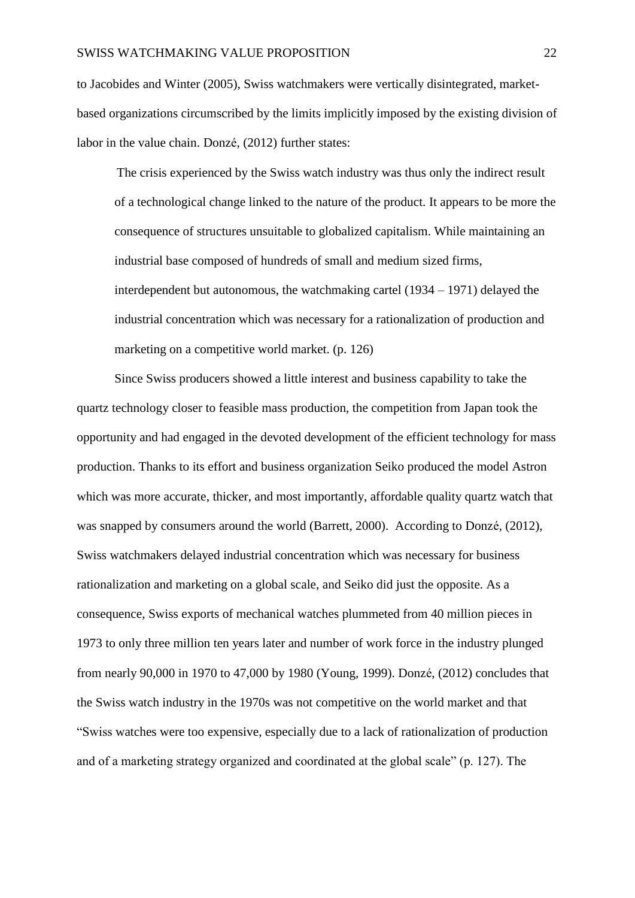to Jacobides and Winter (2005), Swiss watchmakers were vertically disintegrated, market-based organizations circumscribed by the limits implicitly imposed by the existing division of labor in the value chain. Donzé, (2012) further states:

> The crisis experienced by the Swiss watch industry was thus only the indirect result of a technological change linked to the nature of the product. It appears to be more the consequence of structures unsuitable to globalized capitalism. While maintaining an industrial base composed of hundreds of small and medium sized firms, interdependent but autonomous, the watchmaking cartel (1934 – 1971) delayed the industrial concentration which was necessary for a rationalization of production and marketing on a competitive world market. (p. 126)

Since Swiss producers showed a little interest and business capability to take the quartz technology closer to feasible mass production, the competition from Japan took the opportunity and had engaged in the devoted development of the efficient technology for mass production. Thanks to its effort and business organization Seiko produced the model Astron which was more accurate, thicker, and most importantly, affordable quality quartz watch that was snapped by consumers around the world (Barrett, 2000). According to Donzé, (2012), Swiss watchmakers delayed industrial concentration which was necessary for business rationalization and marketing on a global scale, and Seiko did just the opposite. As a consequence, Swiss exports of mechanical watches plummeted from 40 million pieces in 1973 to only three million ten years later and number of work force in the industry plunged from nearly 90,000 in 1970 to 47,000 by 1980 (Young, 1999). Donzé, (2012) concludes that the Swiss watch industry in the 1970s was not competitive on the world market and that "Swiss watches were too expensive, especially due to a lack of rationalization of production and of a marketing strategy organized and coordinated at the global scale" (p. 127). The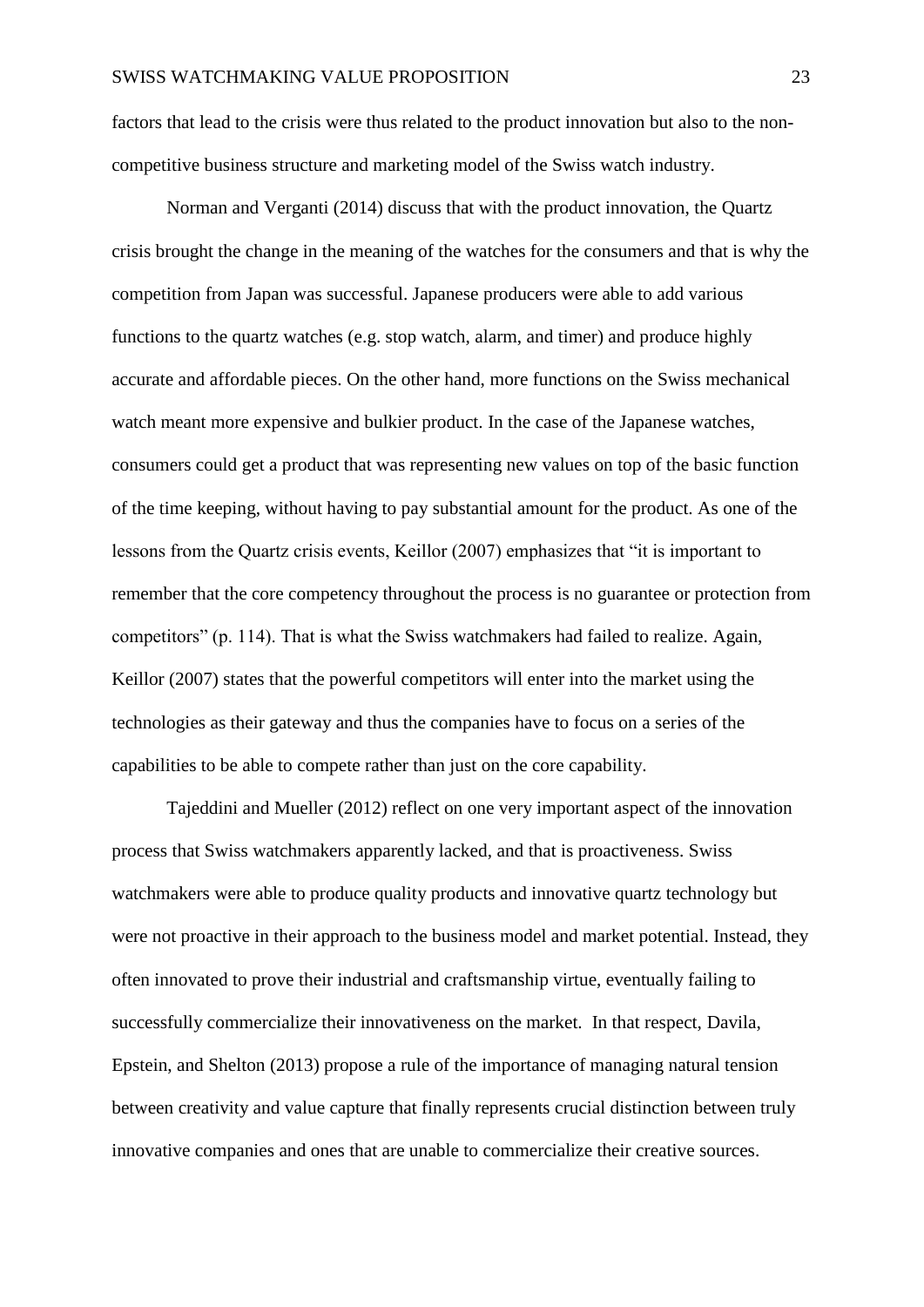factors that lead to the crisis were thus related to the product innovation but also to the non-competitive business structure and marketing model of the Swiss watch industry.

Norman and Verganti (2014) discuss that with the product innovation, the Quartz crisis brought the change in the meaning of the watches for the consumers and that is why the competition from Japan was successful. Japanese producers were able to add various functions to the quartz watches (e.g. stop watch, alarm, and timer) and produce highly accurate and affordable pieces. On the other hand, more functions on the Swiss mechanical watch meant more expensive and bulkier product. In the case of the Japanese watches, consumers could get a product that was representing new values on top of the basic function of the time keeping, without having to pay substantial amount for the product. As one of the lessons from the Quartz crisis events, Keillor (2007) emphasizes that "it is important to remember that the core competency throughout the process is no guarantee or protection from competitors" (p. 114). That is what the Swiss watchmakers had failed to realize. Again, Keillor (2007) states that the powerful competitors will enter into the market using the technologies as their gateway and thus the companies have to focus on a series of the capabilities to be able to compete rather than just on the core capability.

Tajeddini and Mueller (2012) reflect on one very important aspect of the innovation process that Swiss watchmakers apparently lacked, and that is proactiveness. Swiss watchmakers were able to produce quality products and innovative quartz technology but were not proactive in their approach to the business model and market potential. Instead, they often innovated to prove their industrial and craftsmanship virtue, eventually failing to successfully commercialize their innovativeness on the market. In that respect, Davila, Epstein, and Shelton (2013) propose a rule of the importance of managing natural tension between creativity and value capture that finally represents crucial distinction between truly innovative companies and ones that are unable to commercialize their creative sources.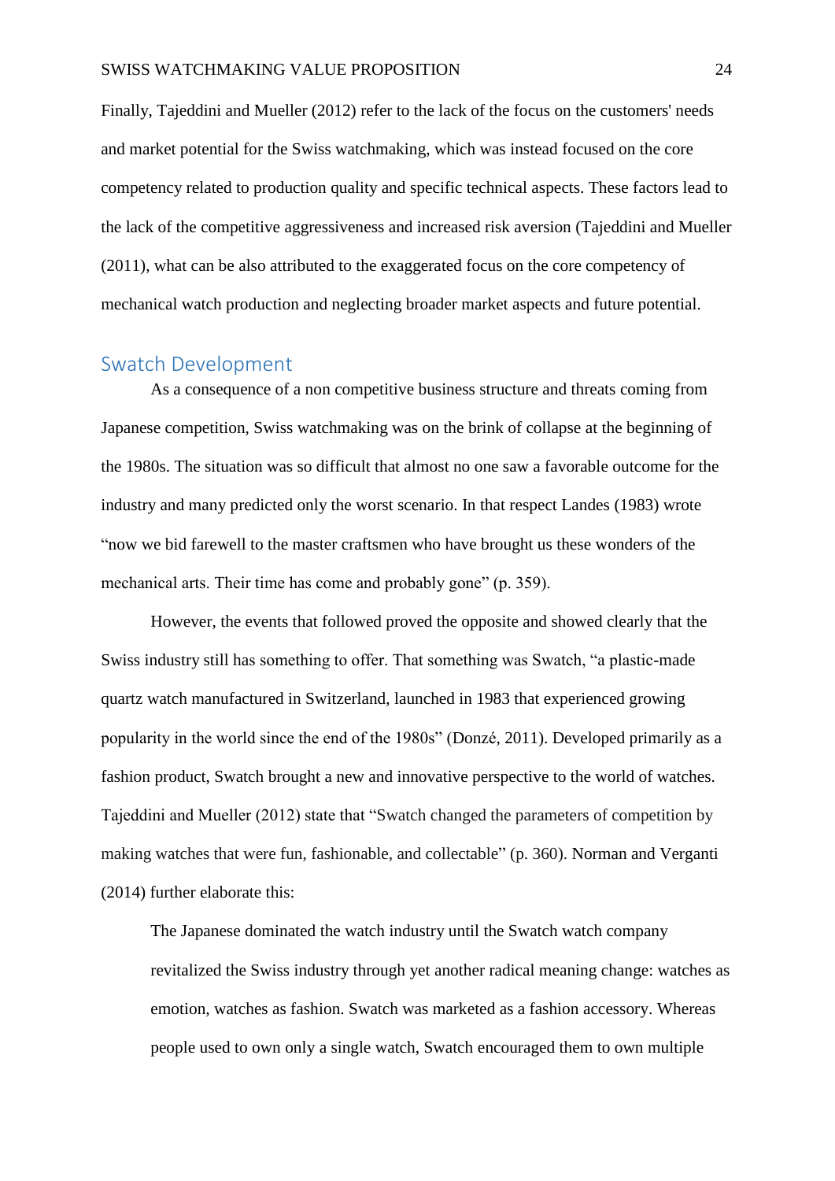Finally, Tajeddini and Mueller (2012) refer to the lack of the focus on the customers' needs and market potential for the Swiss watchmaking, which was instead focused on the core competency related to production quality and specific technical aspects. These factors lead to the lack of the competitive aggressiveness and increased risk aversion (Tajeddini and Mueller (2011), what can be also attributed to the exaggerated focus on the core competency of mechanical watch production and neglecting broader market aspects and future potential.

## Swatch Development

As a consequence of a non competitive business structure and threats coming from Japanese competition, Swiss watchmaking was on the brink of collapse at the beginning of the 1980s. The situation was so difficult that almost no one saw a favorable outcome for the industry and many predicted only the worst scenario. In that respect Landes (1983) wrote "now we bid farewell to the master craftsmen who have brought us these wonders of the mechanical arts. Their time has come and probably gone" (p. 359).

However, the events that followed proved the opposite and showed clearly that the Swiss industry still has something to offer. That something was Swatch, "a plastic-made quartz watch manufactured in Switzerland, launched in 1983 that experienced growing popularity in the world since the end of the 1980s" (Donzé, 2011). Developed primarily as a fashion product, Swatch brought a new and innovative perspective to the world of watches. Tajeddini and Mueller (2012) state that "Swatch changed the parameters of competition by making watches that were fun, fashionable, and collectable" (p. 360). Norman and Verganti (2014) further elaborate this:

> The Japanese dominated the watch industry until the Swatch watch company revitalized the Swiss industry through yet another radical meaning change: watches as emotion, watches as fashion. Swatch was marketed as a fashion accessory. Whereas people used to own only a single watch, Swatch encouraged them to own multiple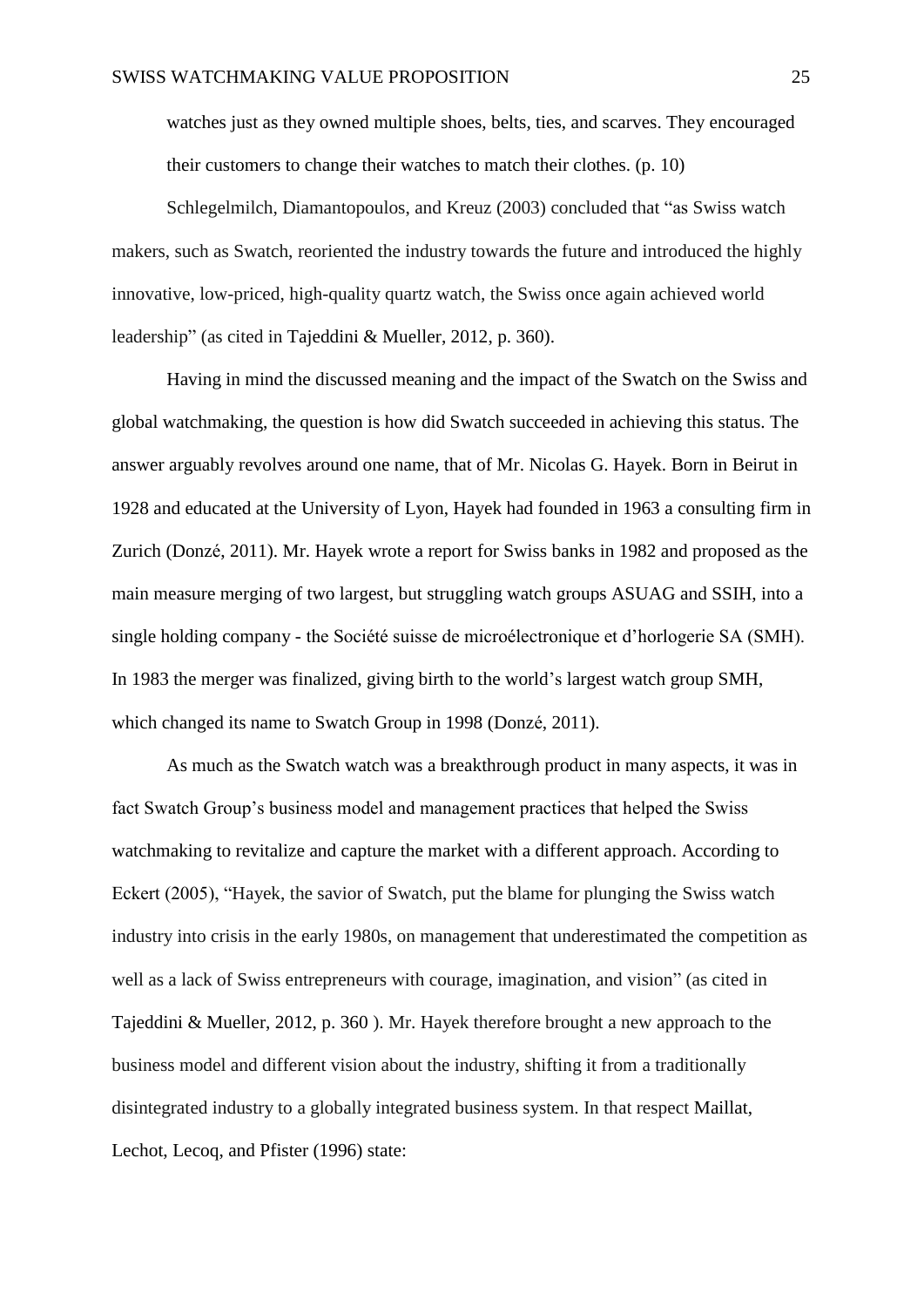> watches just as they owned multiple shoes, belts, ties, and scarves. They encouraged their customers to change their watches to match their clothes. (p. 10)

Schlegelmilch, Diamantopoulos, and Kreuz (2003) concluded that "as Swiss watch makers, such as Swatch, reoriented the industry towards the future and introduced the highly innovative, low-priced, high-quality quartz watch, the Swiss once again achieved world leadership" (as cited in Tajeddini & Mueller, 2012, p. 360).

Having in mind the discussed meaning and the impact of the Swatch on the Swiss and global watchmaking, the question is how did Swatch succeeded in achieving this status. The answer arguably revolves around one name, that of Mr. Nicolas G. Hayek. Born in Beirut in 1928 and educated at the University of Lyon, Hayek had founded in 1963 a consulting firm in Zurich (Donzé, 2011). Mr. Hayek wrote a report for Swiss banks in 1982 and proposed as the main measure merging of two largest, but struggling watch groups ASUAG and SSIH, into a single holding company - the Société suisse de microélectronique et d'horlogerie SA (SMH). In 1983 the merger was finalized, giving birth to the world's largest watch group SMH, which changed its name to Swatch Group in 1998 (Donzé, 2011).

As much as the Swatch watch was a breakthrough product in many aspects, it was in fact Swatch Group's business model and management practices that helped the Swiss watchmaking to revitalize and capture the market with a different approach. According to Eckert (2005), "Hayek, the savior of Swatch, put the blame for plunging the Swiss watch industry into crisis in the early 1980s, on management that underestimated the competition as well as a lack of Swiss entrepreneurs with courage, imagination, and vision" (as cited in Tajeddini & Mueller, 2012, p. 360 ). Mr. Hayek therefore brought a new approach to the business model and different vision about the industry, shifting it from a traditionally disintegrated industry to a globally integrated business system. In that respect Maillat, Lechot, Lecoq, and Pfister (1996) state: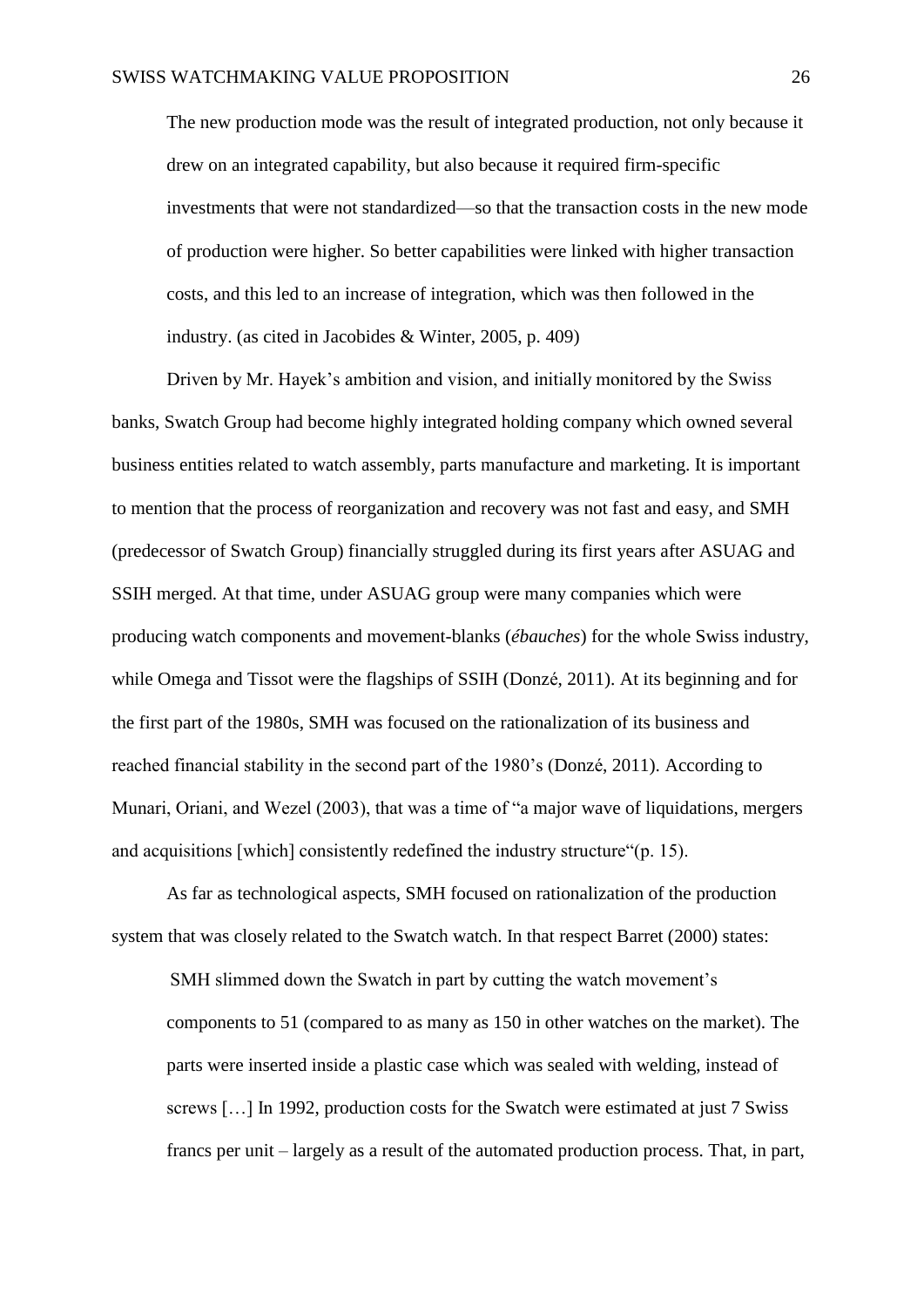> The new production mode was the result of integrated production, not only because it drew on an integrated capability, but also because it required firm-specific investments that were not standardized—so that the transaction costs in the new mode of production were higher. So better capabilities were linked with higher transaction costs, and this led to an increase of integration, which was then followed in the industry. (as cited in Jacobides & Winter, 2005, p. 409)

Driven by Mr. Hayek's ambition and vision, and initially monitored by the Swiss banks, Swatch Group had become highly integrated holding company which owned several business entities related to watch assembly, parts manufacture and marketing. It is important to mention that the process of reorganization and recovery was not fast and easy, and SMH (predecessor of Swatch Group) financially struggled during its first years after ASUAG and SSIH merged. At that time, under ASUAG group were many companies which were producing watch components and movement-blanks (*ébauches*) for the whole Swiss industry, while Omega and Tissot were the flagships of SSIH (Donzé, 2011). At its beginning and for the first part of the 1980s, SMH was focused on the rationalization of its business and reached financial stability in the second part of the 1980's (Donzé, 2011). According to Munari, Oriani, and Wezel (2003), that was a time of "a major wave of liquidations, mergers and acquisitions [which] consistently redefined the industry structure"(p. 15).

As far as technological aspects, SMH focused on rationalization of the production system that was closely related to the Swatch watch. In that respect Barret (2000) states:

> SMH slimmed down the Swatch in part by cutting the watch movement's components to 51 (compared to as many as 150 in other watches on the market). The parts were inserted inside a plastic case which was sealed with welding, instead of screws […] In 1992, production costs for the Swatch were estimated at just 7 Swiss francs per unit – largely as a result of the automated production process. That, in part,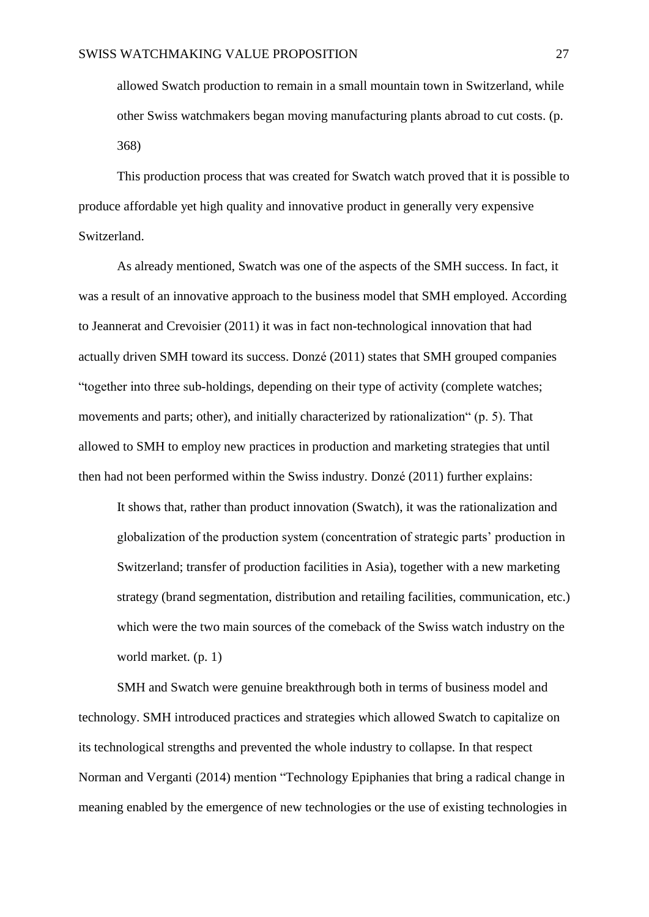> allowed Swatch production to remain in a small mountain town in Switzerland, while other Swiss watchmakers began moving manufacturing plants abroad to cut costs. (p. 368)

This production process that was created for Swatch watch proved that it is possible to produce affordable yet high quality and innovative product in generally very expensive Switzerland.

As already mentioned, Swatch was one of the aspects of the SMH success. In fact, it was a result of an innovative approach to the business model that SMH employed. According to Jeannerat and Crevoisier (2011) it was in fact non-technological innovation that had actually driven SMH toward its success. Donzé (2011) states that SMH grouped companies "together into three sub-holdings, depending on their type of activity (complete watches; movements and parts; other), and initially characterized by rationalization" (p. 5). That allowed to SMH to employ new practices in production and marketing strategies that until then had not been performed within the Swiss industry. Donzé (2011) further explains:

> It shows that, rather than product innovation (Swatch), it was the rationalization and globalization of the production system (concentration of strategic parts' production in Switzerland; transfer of production facilities in Asia), together with a new marketing strategy (brand segmentation, distribution and retailing facilities, communication, etc.) which were the two main sources of the comeback of the Swiss watch industry on the world market. (p. 1)

SMH and Swatch were genuine breakthrough both in terms of business model and technology. SMH introduced practices and strategies which allowed Swatch to capitalize on its technological strengths and prevented the whole industry to collapse. In that respect Norman and Verganti (2014) mention "Technology Epiphanies that bring a radical change in meaning enabled by the emergence of new technologies or the use of existing technologies in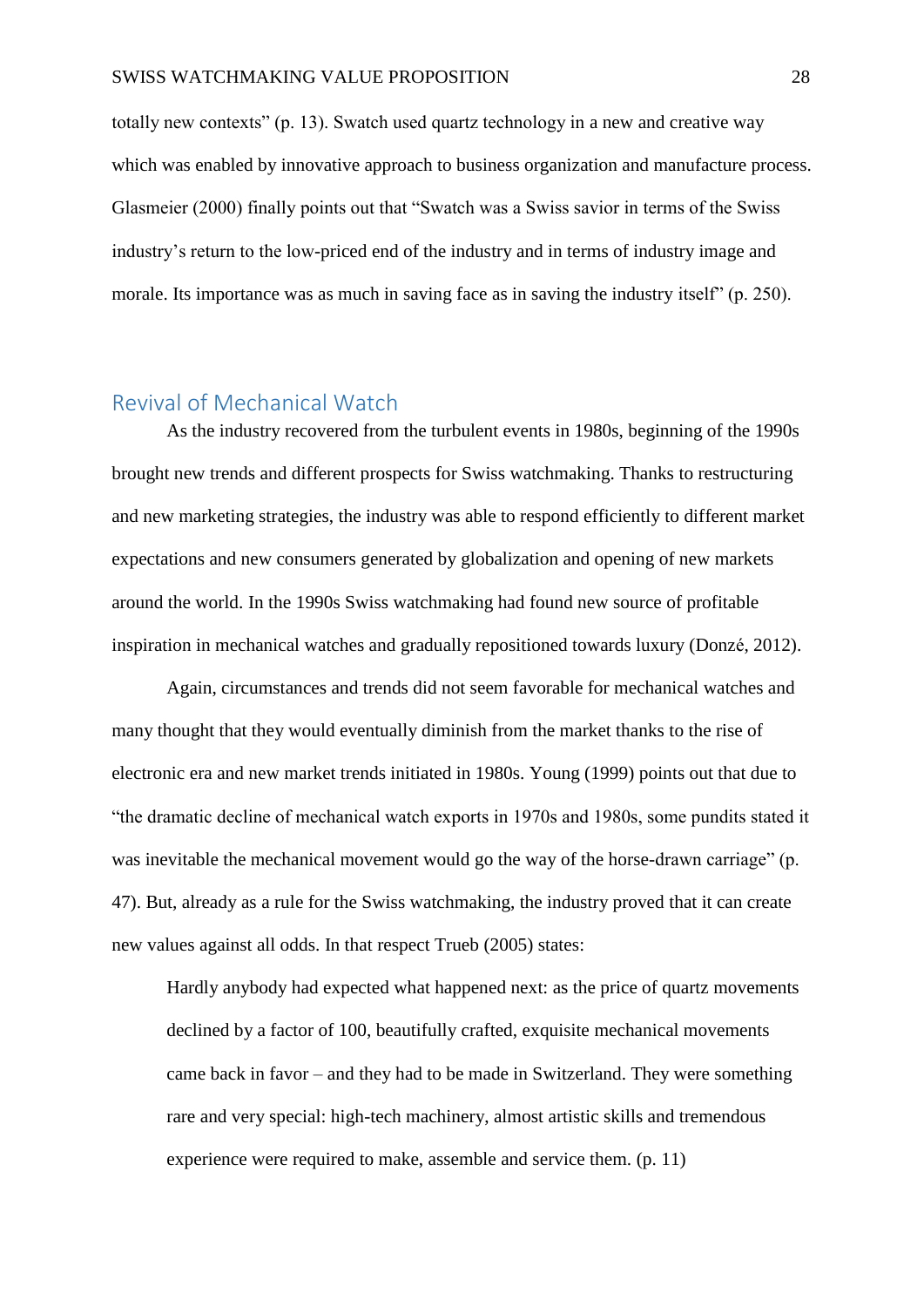totally new contexts" (p. 13). Swatch used quartz technology in a new and creative way which was enabled by innovative approach to business organization and manufacture process. Glasmeier (2000) finally points out that "Swatch was a Swiss savior in terms of the Swiss industry's return to the low-priced end of the industry and in terms of industry image and morale. Its importance was as much in saving face as in saving the industry itself" (p. 250).

## Revival of Mechanical Watch

As the industry recovered from the turbulent events in 1980s, beginning of the 1990s brought new trends and different prospects for Swiss watchmaking. Thanks to restructuring and new marketing strategies, the industry was able to respond efficiently to different market expectations and new consumers generated by globalization and opening of new markets around the world. In the 1990s Swiss watchmaking had found new source of profitable inspiration in mechanical watches and gradually repositioned towards luxury (Donzé, 2012).

Again, circumstances and trends did not seem favorable for mechanical watches and many thought that they would eventually diminish from the market thanks to the rise of electronic era and new market trends initiated in 1980s. Young (1999) points out that due to "the dramatic decline of mechanical watch exports in 1970s and 1980s, some pundits stated it was inevitable the mechanical movement would go the way of the horse-drawn carriage" (p. 47). But, already as a rule for the Swiss watchmaking, the industry proved that it can create new values against all odds. In that respect Trueb (2005) states:

> Hardly anybody had expected what happened next: as the price of quartz movements declined by a factor of 100, beautifully crafted, exquisite mechanical movements came back in favor – and they had to be made in Switzerland. They were something rare and very special: high-tech machinery, almost artistic skills and tremendous experience were required to make, assemble and service them. (p. 11)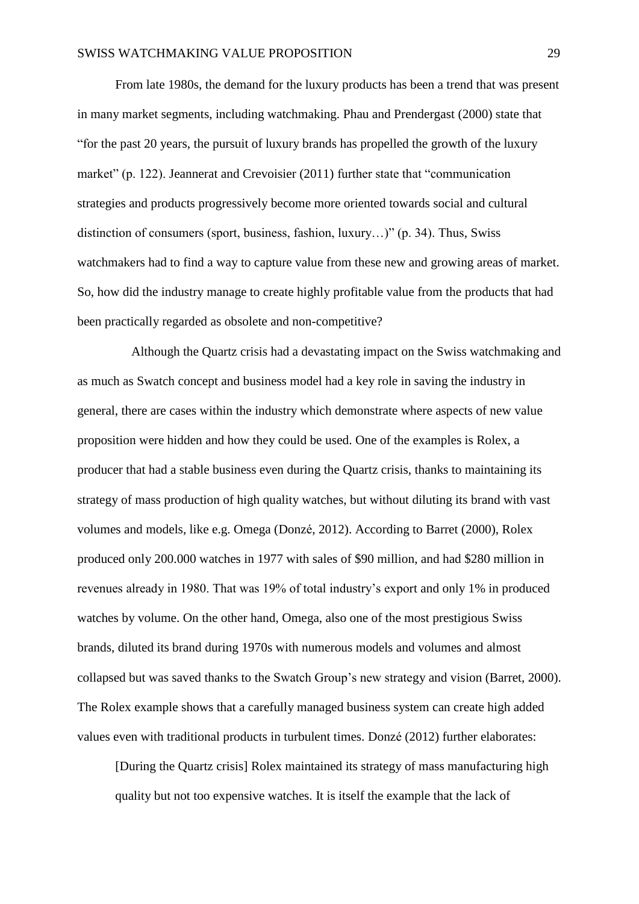From late 1980s, the demand for the luxury products has been a trend that was present in many market segments, including watchmaking. Phau and Prendergast (2000) state that "for the past 20 years, the pursuit of luxury brands has propelled the growth of the luxury market" (p. 122). Jeannerat and Crevoisier (2011) further state that "communication strategies and products progressively become more oriented towards social and cultural distinction of consumers (sport, business, fashion, luxury…)" (p. 34). Thus, Swiss watchmakers had to find a way to capture value from these new and growing areas of market. So, how did the industry manage to create highly profitable value from the products that had been practically regarded as obsolete and non-competitive?

Although the Quartz crisis had a devastating impact on the Swiss watchmaking and as much as Swatch concept and business model had a key role in saving the industry in general, there are cases within the industry which demonstrate where aspects of new value proposition were hidden and how they could be used. One of the examples is Rolex, a producer that had a stable business even during the Quartz crisis, thanks to maintaining its strategy of mass production of high quality watches, but without diluting its brand with vast volumes and models, like e.g. Omega (Donzé, 2012). According to Barret (2000), Rolex produced only 200.000 watches in 1977 with sales of $90 million, and had $280 million in revenues already in 1980. That was 19% of total industry's export and only 1% in produced watches by volume. On the other hand, Omega, also one of the most prestigious Swiss brands, diluted its brand during 1970s with numerous models and volumes and almost collapsed but was saved thanks to the Swatch Group's new strategy and vision (Barret, 2000). The Rolex example shows that a carefully managed business system can create high added values even with traditional products in turbulent times. Donzé (2012) further elaborates:

> [During the Quartz crisis] Rolex maintained its strategy of mass manufacturing high quality but not too expensive watches. It is itself the example that the lack of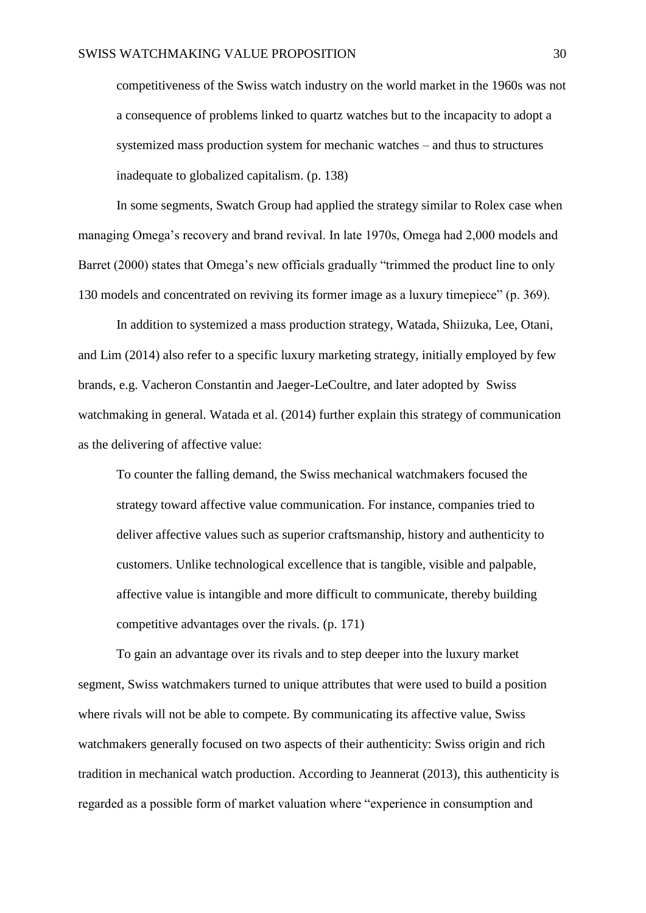> competitiveness of the Swiss watch industry on the world market in the 1960s was not a consequence of problems linked to quartz watches but to the incapacity to adopt a systemized mass production system for mechanic watches – and thus to structures inadequate to globalized capitalism. (p. 138)

In some segments, Swatch Group had applied the strategy similar to Rolex case when managing Omega's recovery and brand revival. In late 1970s, Omega had 2,000 models and Barret (2000) states that Omega's new officials gradually "trimmed the product line to only 130 models and concentrated on reviving its former image as a luxury timepiece" (p. 369).

In addition to systemized a mass production strategy, Watada, Shiizuka, Lee, Otani, and Lim (2014) also refer to a specific luxury marketing strategy, initially employed by few brands, e.g. Vacheron Constantin and Jaeger-LeCoultre, and later adopted by Swiss watchmaking in general. Watada et al. (2014) further explain this strategy of communication as the delivering of affective value:

> To counter the falling demand, the Swiss mechanical watchmakers focused the strategy toward affective value communication. For instance, companies tried to deliver affective values such as superior craftsmanship, history and authenticity to customers. Unlike technological excellence that is tangible, visible and palpable, affective value is intangible and more difficult to communicate, thereby building competitive advantages over the rivals. (p. 171)

To gain an advantage over its rivals and to step deeper into the luxury market segment, Swiss watchmakers turned to unique attributes that were used to build a position where rivals will not be able to compete. By communicating its affective value, Swiss watchmakers generally focused on two aspects of their authenticity: Swiss origin and rich tradition in mechanical watch production. According to Jeannerat (2013), this authenticity is regarded as a possible form of market valuation where "experience in consumption and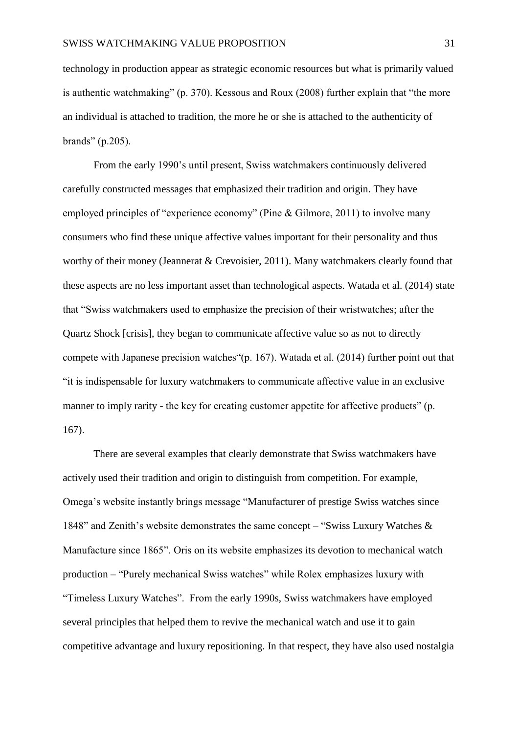technology in production appear as strategic economic resources but what is primarily valued is authentic watchmaking" (p. 370). Kessous and Roux (2008) further explain that "the more an individual is attached to tradition, the more he or she is attached to the authenticity of brands" (p.205).

From the early 1990's until present, Swiss watchmakers continuously delivered carefully constructed messages that emphasized their tradition and origin. They have employed principles of "experience economy" (Pine & Gilmore, 2011) to involve many consumers who find these unique affective values important for their personality and thus worthy of their money (Jeannerat & Crevoisier, 2011). Many watchmakers clearly found that these aspects are no less important asset than technological aspects. Watada et al. (2014) state that "Swiss watchmakers used to emphasize the precision of their wristwatches; after the Quartz Shock [crisis], they began to communicate affective value so as not to directly compete with Japanese precision watches"(p. 167). Watada et al. (2014) further point out that "it is indispensable for luxury watchmakers to communicate affective value in an exclusive manner to imply rarity - the key for creating customer appetite for affective products" (p. 167).

There are several examples that clearly demonstrate that Swiss watchmakers have actively used their tradition and origin to distinguish from competition. For example, Omega's website instantly brings message "Manufacturer of prestige Swiss watches since 1848" and Zenith's website demonstrates the same concept – "Swiss Luxury Watches & Manufacture since 1865". Oris on its website emphasizes its devotion to mechanical watch production – "Purely mechanical Swiss watches" while Rolex emphasizes luxury with "Timeless Luxury Watches". From the early 1990s, Swiss watchmakers have employed several principles that helped them to revive the mechanical watch and use it to gain competitive advantage and luxury repositioning. In that respect, they have also used nostalgia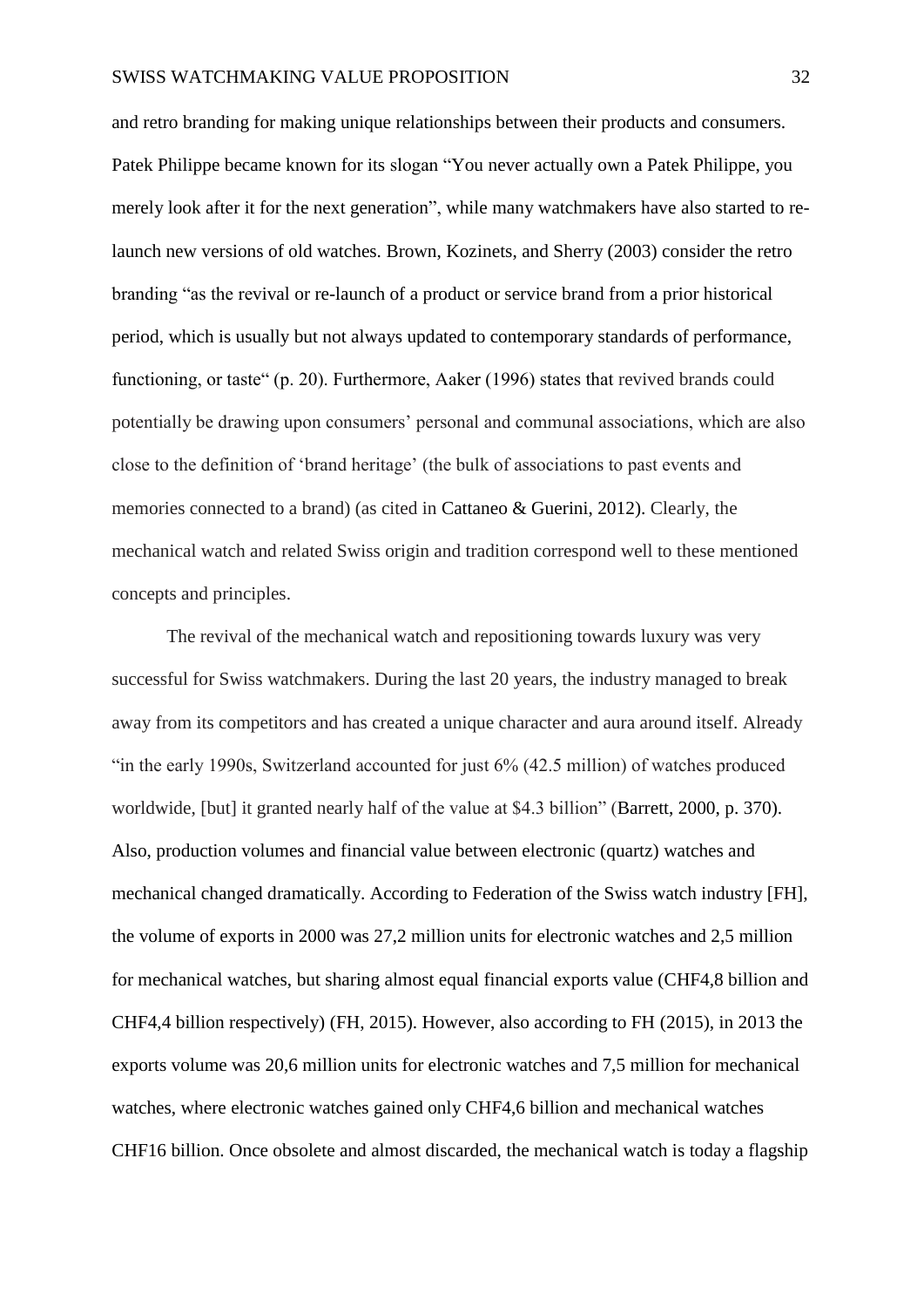and retro branding for making unique relationships between their products and consumers. Patek Philippe became known for its slogan "You never actually own a Patek Philippe, you merely look after it for the next generation", while many watchmakers have also started to re-launch new versions of old watches. Brown, Kozinets, and Sherry (2003) consider the retro branding "as the revival or re-launch of a product or service brand from a prior historical period, which is usually but not always updated to contemporary standards of performance, functioning, or taste" (p. 20). Furthermore, Aaker (1996) states that revived brands could potentially be drawing upon consumers' personal and communal associations, which are also close to the definition of 'brand heritage' (the bulk of associations to past events and memories connected to a brand) (as cited in Cattaneo & Guerini, 2012). Clearly, the mechanical watch and related Swiss origin and tradition correspond well to these mentioned concepts and principles.

The revival of the mechanical watch and repositioning towards luxury was very successful for Swiss watchmakers. During the last 20 years, the industry managed to break away from its competitors and has created a unique character and aura around itself. Already "in the early 1990s, Switzerland accounted for just 6% (42.5 million) of watches produced worldwide, [but] it granted nearly half of the value at $4.3 billion" (Barrett, 2000, p. 370). Also, production volumes and financial value between electronic (quartz) watches and mechanical changed dramatically. According to Federation of the Swiss watch industry [FH], the volume of exports in 2000 was 27,2 million units for electronic watches and 2,5 million for mechanical watches, but sharing almost equal financial exports value (CHF4,8 billion and CHF4,4 billion respectively) (FH, 2015). However, also according to FH (2015), in 2013 the exports volume was 20,6 million units for electronic watches and 7,5 million for mechanical watches, where electronic watches gained only CHF4,6 billion and mechanical watches CHF16 billion. Once obsolete and almost discarded, the mechanical watch is today a flagship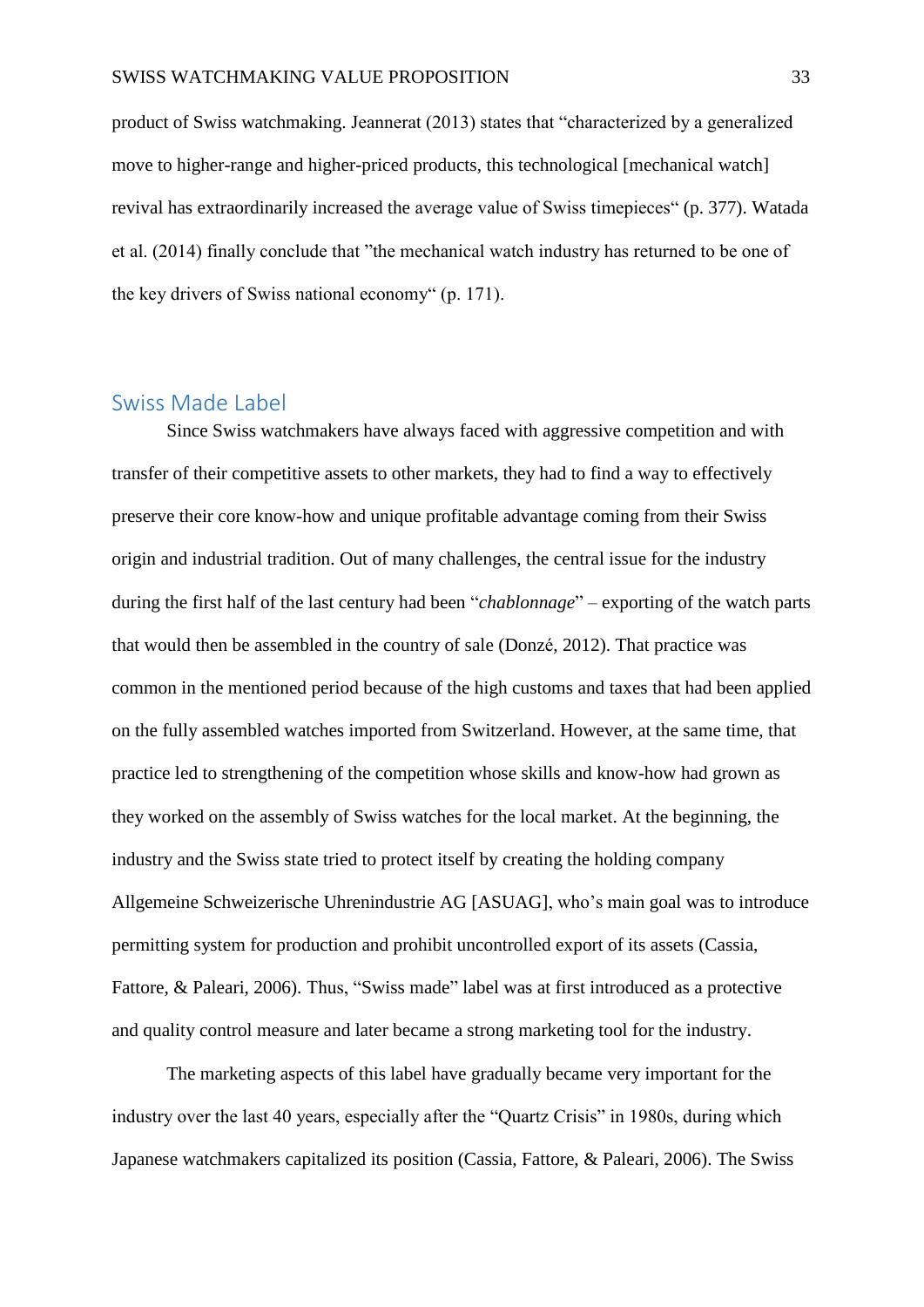product of Swiss watchmaking. Jeannerat (2013) states that "characterized by a generalized move to higher-range and higher-priced products, this technological [mechanical watch] revival has extraordinarily increased the average value of Swiss timepieces" (p. 377). Watada et al. (2014) finally conclude that "the mechanical watch industry has returned to be one of the key drivers of Swiss national economy" (p. 171).

## Swiss Made Label

Since Swiss watchmakers have always faced with aggressive competition and with transfer of their competitive assets to other markets, they had to find a way to effectively preserve their core know-how and unique profitable advantage coming from their Swiss origin and industrial tradition. Out of many challenges, the central issue for the industry during the first half of the last century had been "*chablonnage*" – exporting of the watch parts that would then be assembled in the country of sale (Donzé, 2012). That practice was common in the mentioned period because of the high customs and taxes that had been applied on the fully assembled watches imported from Switzerland. However, at the same time, that practice led to strengthening of the competition whose skills and know-how had grown as they worked on the assembly of Swiss watches for the local market. At the beginning, the industry and the Swiss state tried to protect itself by creating the holding company Allgemeine Schweizerische Uhrenindustrie AG [ASUAG], who's main goal was to introduce permitting system for production and prohibit uncontrolled export of its assets (Cassia, Fattore, & Paleari, 2006). Thus, "Swiss made" label was at first introduced as a protective and quality control measure and later became a strong marketing tool for the industry.

The marketing aspects of this label have gradually became very important for the industry over the last 40 years, especially after the "Quartz Crisis" in 1980s, during which Japanese watchmakers capitalized its position (Cassia, Fattore, & Paleari, 2006). The Swiss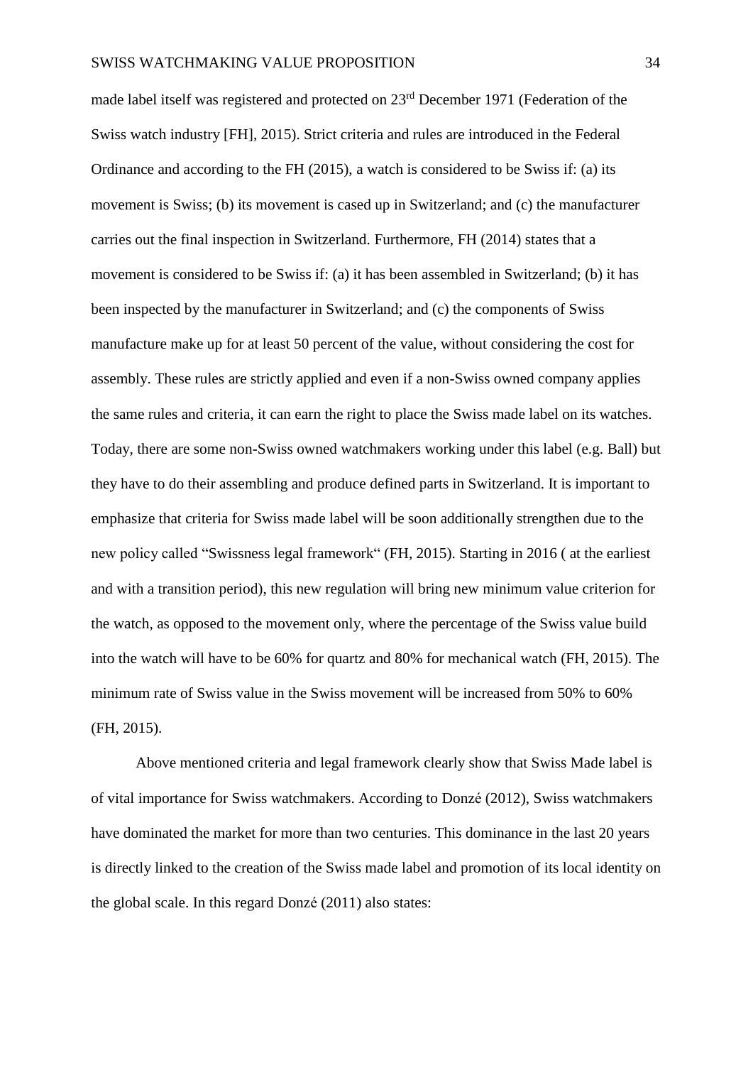made label itself was registered and protected on 23rd December 1971 (Federation of the Swiss watch industry [FH], 2015). Strict criteria and rules are introduced in the Federal Ordinance and according to the FH (2015), a watch is considered to be Swiss if: (a) its movement is Swiss; (b) its movement is cased up in Switzerland; and (c) the manufacturer carries out the final inspection in Switzerland. Furthermore, FH (2014) states that a movement is considered to be Swiss if: (a) it has been assembled in Switzerland; (b) it has been inspected by the manufacturer in Switzerland; and (c) the components of Swiss manufacture make up for at least 50 percent of the value, without considering the cost for assembly. These rules are strictly applied and even if a non-Swiss owned company applies the same rules and criteria, it can earn the right to place the Swiss made label on its watches. Today, there are some non-Swiss owned watchmakers working under this label (e.g. Ball) but they have to do their assembling and produce defined parts in Switzerland. It is important to emphasize that criteria for Swiss made label will be soon additionally strengthen due to the new policy called "Swissness legal framework" (FH, 2015). Starting in 2016 ( at the earliest and with a transition period), this new regulation will bring new minimum value criterion for the watch, as opposed to the movement only, where the percentage of the Swiss value build into the watch will have to be 60% for quartz and 80% for mechanical watch (FH, 2015). The minimum rate of Swiss value in the Swiss movement will be increased from 50% to 60% (FH, 2015).

Above mentioned criteria and legal framework clearly show that Swiss Made label is of vital importance for Swiss watchmakers. According to Donzé (2012), Swiss watchmakers have dominated the market for more than two centuries. This dominance in the last 20 years is directly linked to the creation of the Swiss made label and promotion of its local identity on the global scale. In this regard Donzé (2011) also states: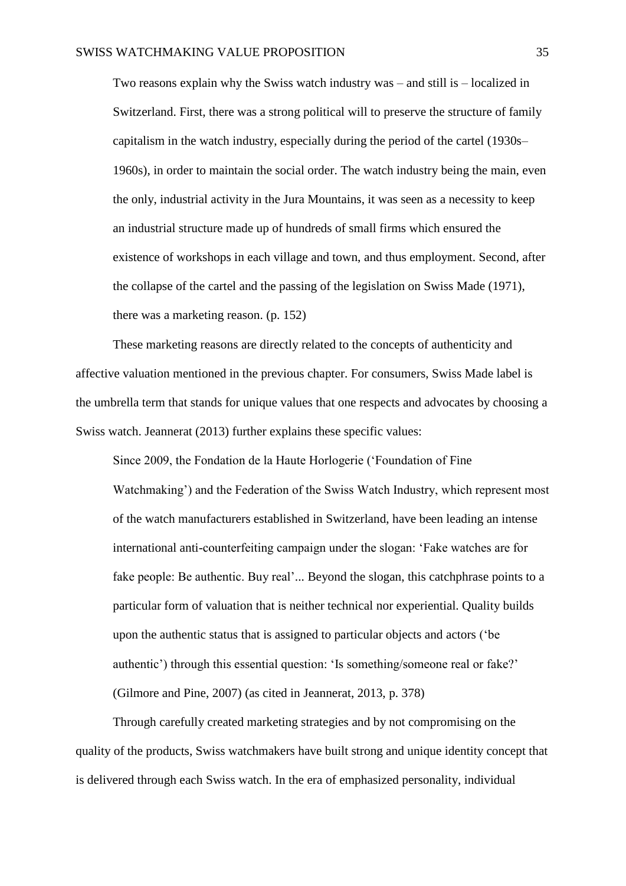> Two reasons explain why the Swiss watch industry was – and still is – localized in Switzerland. First, there was a strong political will to preserve the structure of family capitalism in the watch industry, especially during the period of the cartel (1930s–1960s), in order to maintain the social order. The watch industry being the main, even the only, industrial activity in the Jura Mountains, it was seen as a necessity to keep an industrial structure made up of hundreds of small firms which ensured the existence of workshops in each village and town, and thus employment. Second, after the collapse of the cartel and the passing of the legislation on Swiss Made (1971), there was a marketing reason. (p. 152)

These marketing reasons are directly related to the concepts of authenticity and affective valuation mentioned in the previous chapter. For consumers, Swiss Made label is the umbrella term that stands for unique values that one respects and advocates by choosing a Swiss watch. Jeannerat (2013) further explains these specific values:

> Since 2009, the Fondation de la Haute Horlogerie ('Foundation of Fine Watchmaking') and the Federation of the Swiss Watch Industry, which represent most of the watch manufacturers established in Switzerland, have been leading an intense international anti-counterfeiting campaign under the slogan: 'Fake watches are for fake people: Be authentic. Buy real'... Beyond the slogan, this catchphrase points to a particular form of valuation that is neither technical nor experiential. Quality builds upon the authentic status that is assigned to particular objects and actors ('be authentic') through this essential question: 'Is something/someone real or fake?' (Gilmore and Pine, 2007) (as cited in Jeannerat, 2013, p. 378)

Through carefully created marketing strategies and by not compromising on the quality of the products, Swiss watchmakers have built strong and unique identity concept that is delivered through each Swiss watch. In the era of emphasized personality, individual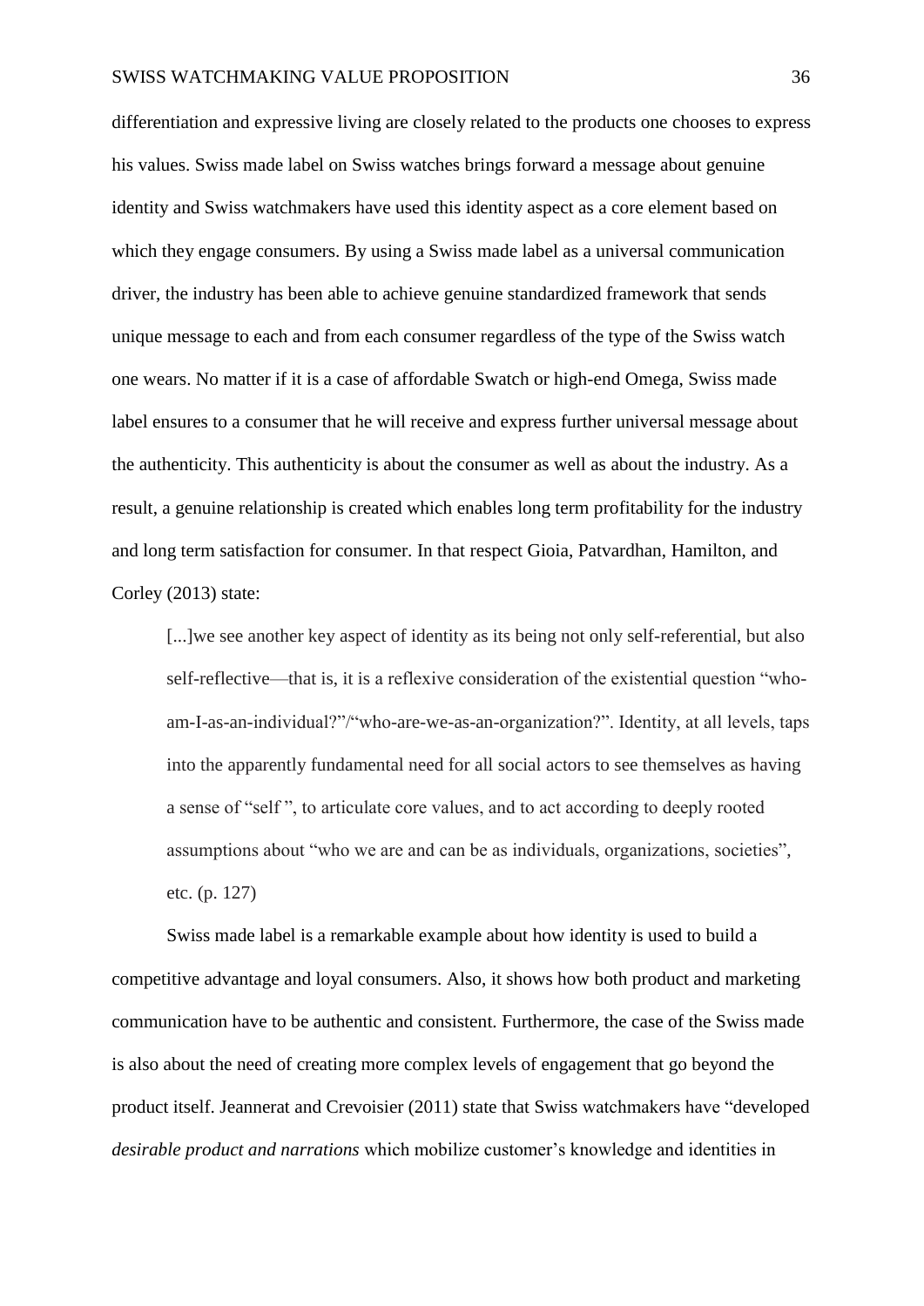differentiation and expressive living are closely related to the products one chooses to express his values. Swiss made label on Swiss watches brings forward a message about genuine identity and Swiss watchmakers have used this identity aspect as a core element based on which they engage consumers. By using a Swiss made label as a universal communication driver, the industry has been able to achieve genuine standardized framework that sends unique message to each and from each consumer regardless of the type of the Swiss watch one wears. No matter if it is a case of affordable Swatch or high-end Omega, Swiss made label ensures to a consumer that he will receive and express further universal message about the authenticity. This authenticity is about the consumer as well as about the industry. As a result, a genuine relationship is created which enables long term profitability for the industry and long term satisfaction for consumer. In that respect Gioia, Patvardhan, Hamilton, and Corley (2013) state:

> [...]we see another key aspect of identity as its being not only self-referential, but also self-reflective—that is, it is a reflexive consideration of the existential question "who-am-I-as-an-individual?"/"who-are-we-as-an-organization?". Identity, at all levels, taps into the apparently fundamental need for all social actors to see themselves as having a sense of "self ", to articulate core values, and to act according to deeply rooted assumptions about "who we are and can be as individuals, organizations, societies", etc. (p. 127)

Swiss made label is a remarkable example about how identity is used to build a competitive advantage and loyal consumers. Also, it shows how both product and marketing communication have to be authentic and consistent. Furthermore, the case of the Swiss made is also about the need of creating more complex levels of engagement that go beyond the product itself. Jeannerat and Crevoisier (2011) state that Swiss watchmakers have "developed *desirable product and narrations* which mobilize customer's knowledge and identities in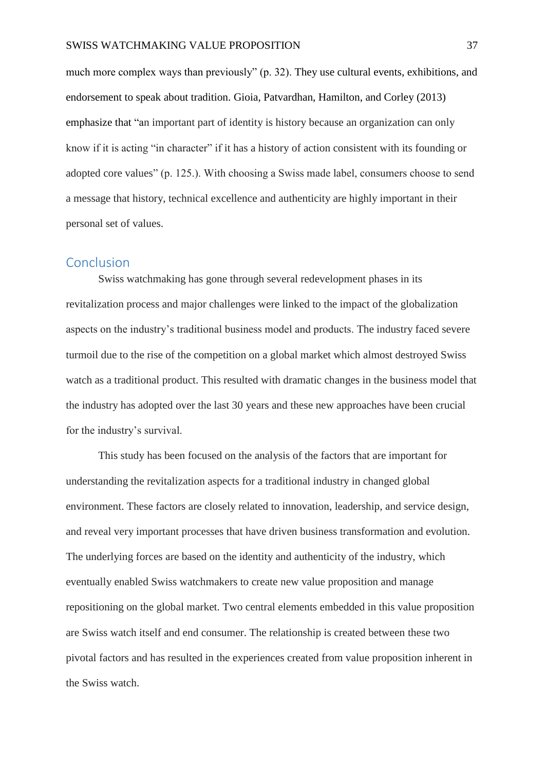much more complex ways than previously" (p. 32). They use cultural events, exhibitions, and endorsement to speak about tradition. Gioia, Patvardhan, Hamilton, and Corley (2013) emphasize that "an important part of identity is history because an organization can only know if it is acting "in character" if it has a history of action consistent with its founding or adopted core values" (p. 125.). With choosing a Swiss made label, consumers choose to send a message that history, technical excellence and authenticity are highly important in their personal set of values.

## Conclusion

Swiss watchmaking has gone through several redevelopment phases in its revitalization process and major challenges were linked to the impact of the globalization aspects on the industry's traditional business model and products. The industry faced severe turmoil due to the rise of the competition on a global market which almost destroyed Swiss watch as a traditional product. This resulted with dramatic changes in the business model that the industry has adopted over the last 30 years and these new approaches have been crucial for the industry's survival.

This study has been focused on the analysis of the factors that are important for understanding the revitalization aspects for a traditional industry in changed global environment. These factors are closely related to innovation, leadership, and service design, and reveal very important processes that have driven business transformation and evolution. The underlying forces are based on the identity and authenticity of the industry, which eventually enabled Swiss watchmakers to create new value proposition and manage repositioning on the global market. Two central elements embedded in this value proposition are Swiss watch itself and end consumer. The relationship is created between these two pivotal factors and has resulted in the experiences created from value proposition inherent in the Swiss watch.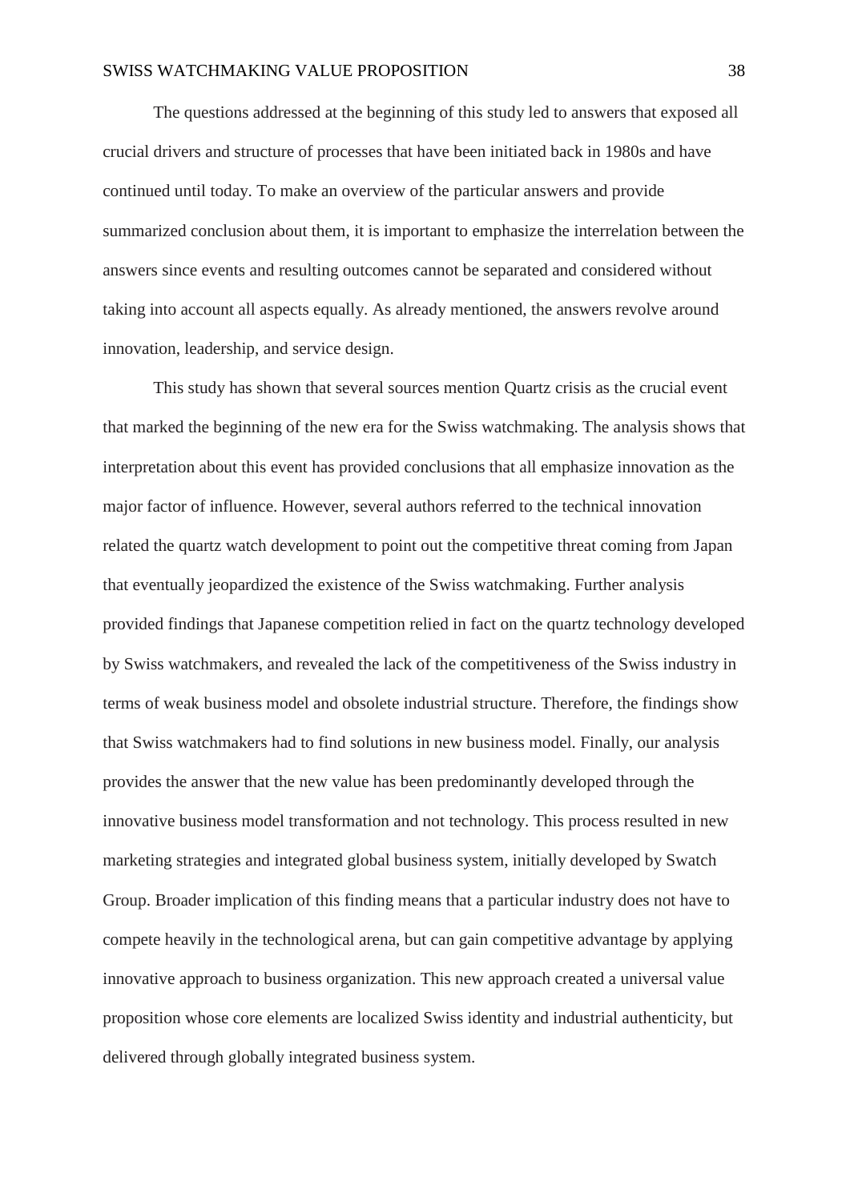The questions addressed at the beginning of this study led to answers that exposed all crucial drivers and structure of processes that have been initiated back in 1980s and have continued until today. To make an overview of the particular answers and provide summarized conclusion about them, it is important to emphasize the interrelation between the answers since events and resulting outcomes cannot be separated and considered without taking into account all aspects equally. As already mentioned, the answers revolve around innovation, leadership, and service design.

This study has shown that several sources mention Quartz crisis as the crucial event that marked the beginning of the new era for the Swiss watchmaking. The analysis shows that interpretation about this event has provided conclusions that all emphasize innovation as the major factor of influence. However, several authors referred to the technical innovation related the quartz watch development to point out the competitive threat coming from Japan that eventually jeopardized the existence of the Swiss watchmaking. Further analysis provided findings that Japanese competition relied in fact on the quartz technology developed by Swiss watchmakers, and revealed the lack of the competitiveness of the Swiss industry in terms of weak business model and obsolete industrial structure. Therefore, the findings show that Swiss watchmakers had to find solutions in new business model. Finally, our analysis provides the answer that the new value has been predominantly developed through the innovative business model transformation and not technology. This process resulted in new marketing strategies and integrated global business system, initially developed by Swatch Group. Broader implication of this finding means that a particular industry does not have to compete heavily in the technological arena, but can gain competitive advantage by applying innovative approach to business organization. This new approach created a universal value proposition whose core elements are localized Swiss identity and industrial authenticity, but delivered through globally integrated business system.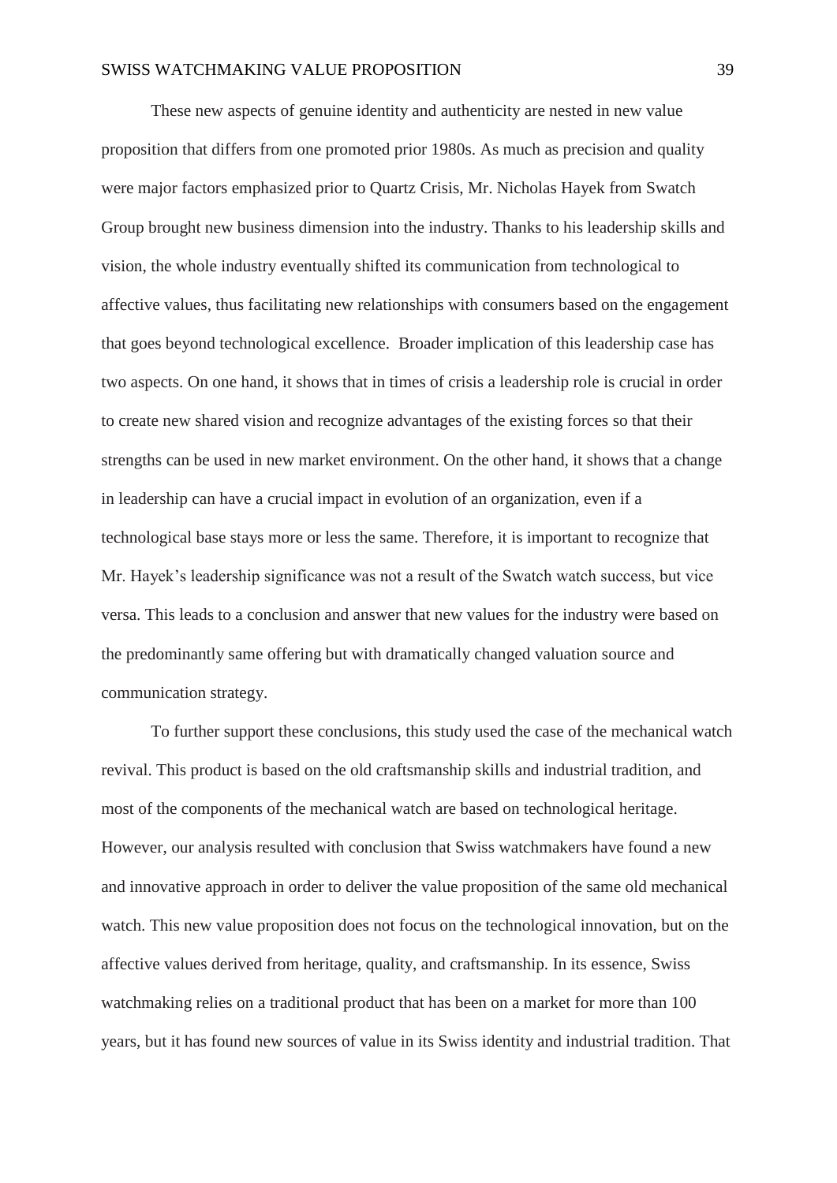These new aspects of genuine identity and authenticity are nested in new value proposition that differs from one promoted prior 1980s. As much as precision and quality were major factors emphasized prior to Quartz Crisis, Mr. Nicholas Hayek from Swatch Group brought new business dimension into the industry. Thanks to his leadership skills and vision, the whole industry eventually shifted its communication from technological to affective values, thus facilitating new relationships with consumers based on the engagement that goes beyond technological excellence.  Broader implication of this leadership case has two aspects. On one hand, it shows that in times of crisis a leadership role is crucial in order to create new shared vision and recognize advantages of the existing forces so that their strengths can be used in new market environment. On the other hand, it shows that a change in leadership can have a crucial impact in evolution of an organization, even if a technological base stays more or less the same. Therefore, it is important to recognize that Mr. Hayek's leadership significance was not a result of the Swatch watch success, but vice versa. This leads to a conclusion and answer that new values for the industry were based on the predominantly same offering but with dramatically changed valuation source and communication strategy.

To further support these conclusions, this study used the case of the mechanical watch revival. This product is based on the old craftsmanship skills and industrial tradition, and most of the components of the mechanical watch are based on technological heritage. However, our analysis resulted with conclusion that Swiss watchmakers have found a new and innovative approach in order to deliver the value proposition of the same old mechanical watch. This new value proposition does not focus on the technological innovation, but on the affective values derived from heritage, quality, and craftsmanship. In its essence, Swiss watchmaking relies on a traditional product that has been on a market for more than 100 years, but it has found new sources of value in its Swiss identity and industrial tradition. That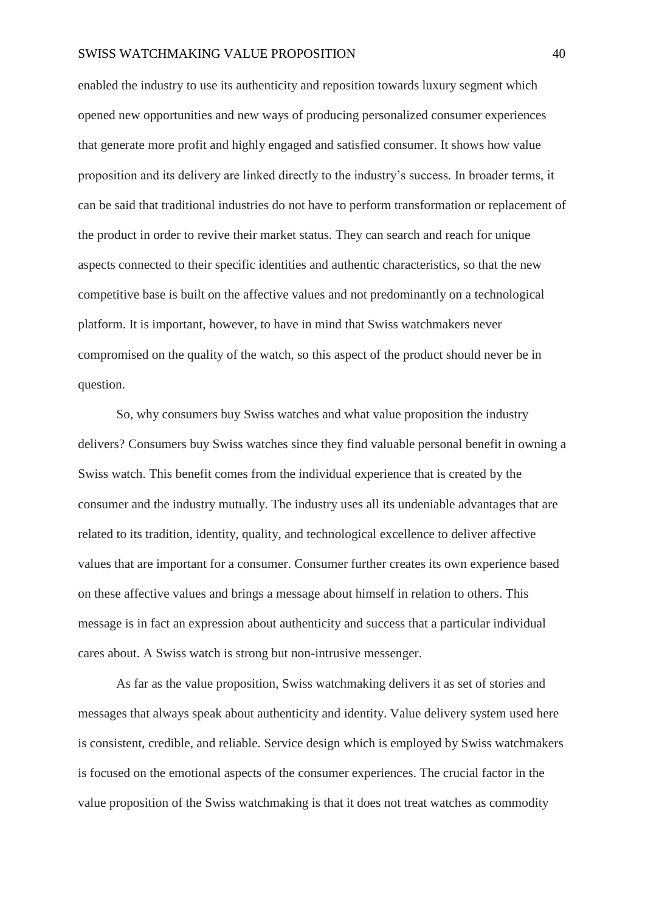enabled the industry to use its authenticity and reposition towards luxury segment which opened new opportunities and new ways of producing personalized consumer experiences that generate more profit and highly engaged and satisfied consumer. It shows how value proposition and its delivery are linked directly to the industry's success. In broader terms, it can be said that traditional industries do not have to perform transformation or replacement of the product in order to revive their market status. They can search and reach for unique aspects connected to their specific identities and authentic characteristics, so that the new competitive base is built on the affective values and not predominantly on a technological platform. It is important, however, to have in mind that Swiss watchmakers never compromised on the quality of the watch, so this aspect of the product should never be in question.

So, why consumers buy Swiss watches and what value proposition the industry delivers? Consumers buy Swiss watches since they find valuable personal benefit in owning a Swiss watch. This benefit comes from the individual experience that is created by the consumer and the industry mutually. The industry uses all its undeniable advantages that are related to its tradition, identity, quality, and technological excellence to deliver affective values that are important for a consumer. Consumer further creates its own experience based on these affective values and brings a message about himself in relation to others. This message is in fact an expression about authenticity and success that a particular individual cares about. A Swiss watch is strong but non-intrusive messenger.

As far as the value proposition, Swiss watchmaking delivers it as set of stories and messages that always speak about authenticity and identity. Value delivery system used here is consistent, credible, and reliable. Service design which is employed by Swiss watchmakers is focused on the emotional aspects of the consumer experiences. The crucial factor in the value proposition of the Swiss watchmaking is that it does not treat watches as commodity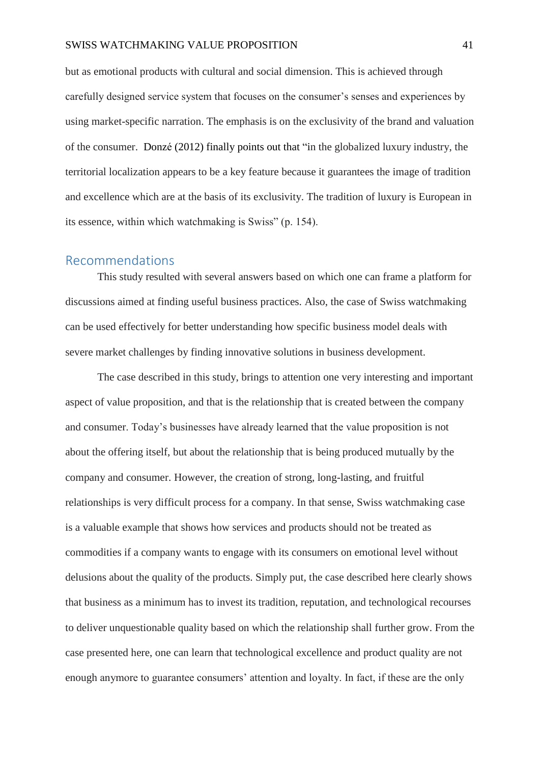but as emotional products with cultural and social dimension. This is achieved through carefully designed service system that focuses on the consumer's senses and experiences by using market-specific narration. The emphasis is on the exclusivity of the brand and valuation of the consumer. Donzé (2012) finally points out that "in the globalized luxury industry, the territorial localization appears to be a key feature because it guarantees the image of tradition and excellence which are at the basis of its exclusivity. The tradition of luxury is European in its essence, within which watchmaking is Swiss" (p. 154).

## Recommendations

This study resulted with several answers based on which one can frame a platform for discussions aimed at finding useful business practices. Also, the case of Swiss watchmaking can be used effectively for better understanding how specific business model deals with severe market challenges by finding innovative solutions in business development.

The case described in this study, brings to attention one very interesting and important aspect of value proposition, and that is the relationship that is created between the company and consumer. Today's businesses have already learned that the value proposition is not about the offering itself, but about the relationship that is being produced mutually by the company and consumer. However, the creation of strong, long-lasting, and fruitful relationships is very difficult process for a company. In that sense, Swiss watchmaking case is a valuable example that shows how services and products should not be treated as commodities if a company wants to engage with its consumers on emotional level without delusions about the quality of the products. Simply put, the case described here clearly shows that business as a minimum has to invest its tradition, reputation, and technological recourses to deliver unquestionable quality based on which the relationship shall further grow. From the case presented here, one can learn that technological excellence and product quality are not enough anymore to guarantee consumers' attention and loyalty. In fact, if these are the only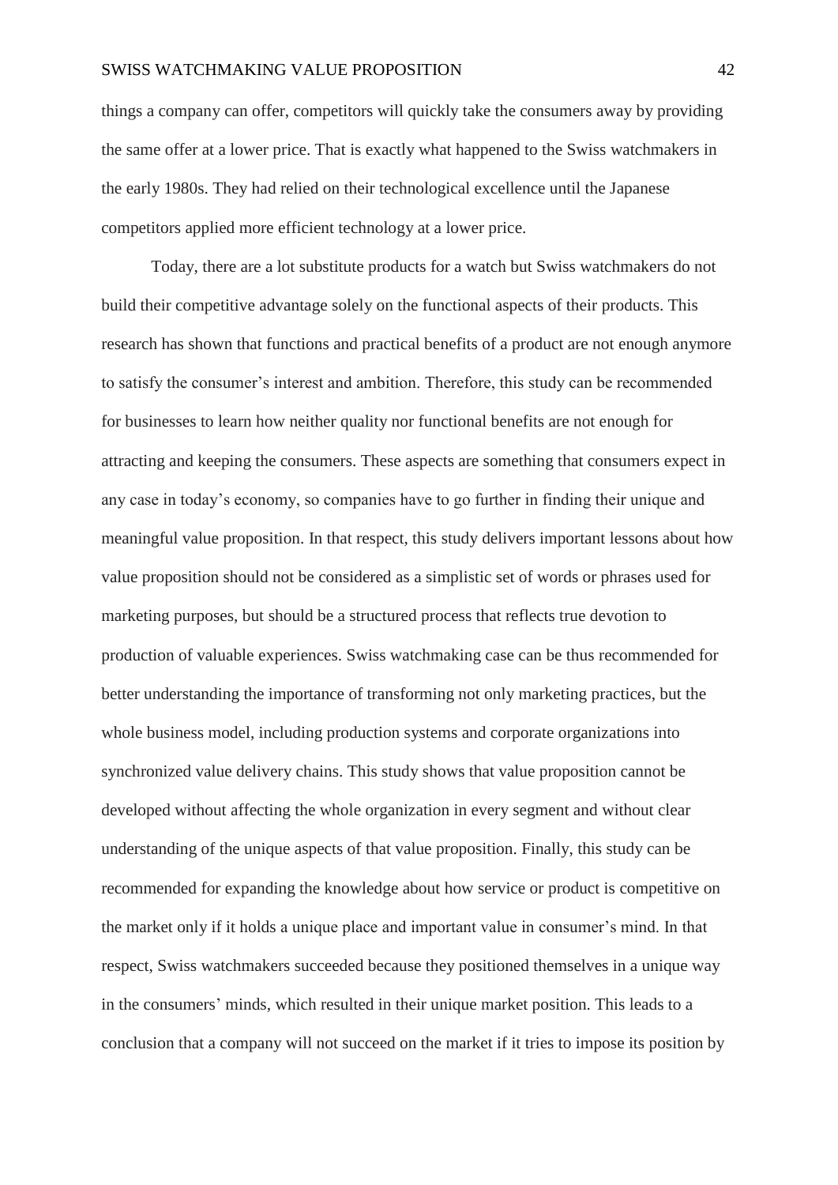things a company can offer, competitors will quickly take the consumers away by providing the same offer at a lower price. That is exactly what happened to the Swiss watchmakers in the early 1980s. They had relied on their technological excellence until the Japanese competitors applied more efficient technology at a lower price.

Today, there are a lot substitute products for a watch but Swiss watchmakers do not build their competitive advantage solely on the functional aspects of their products. This research has shown that functions and practical benefits of a product are not enough anymore to satisfy the consumer's interest and ambition. Therefore, this study can be recommended for businesses to learn how neither quality nor functional benefits are not enough for attracting and keeping the consumers. These aspects are something that consumers expect in any case in today's economy, so companies have to go further in finding their unique and meaningful value proposition. In that respect, this study delivers important lessons about how value proposition should not be considered as a simplistic set of words or phrases used for marketing purposes, but should be a structured process that reflects true devotion to production of valuable experiences. Swiss watchmaking case can be thus recommended for better understanding the importance of transforming not only marketing practices, but the whole business model, including production systems and corporate organizations into synchronized value delivery chains. This study shows that value proposition cannot be developed without affecting the whole organization in every segment and without clear understanding of the unique aspects of that value proposition. Finally, this study can be recommended for expanding the knowledge about how service or product is competitive on the market only if it holds a unique place and important value in consumer's mind. In that respect, Swiss watchmakers succeeded because they positioned themselves in a unique way in the consumers' minds, which resulted in their unique market position. This leads to a conclusion that a company will not succeed on the market if it tries to impose its position by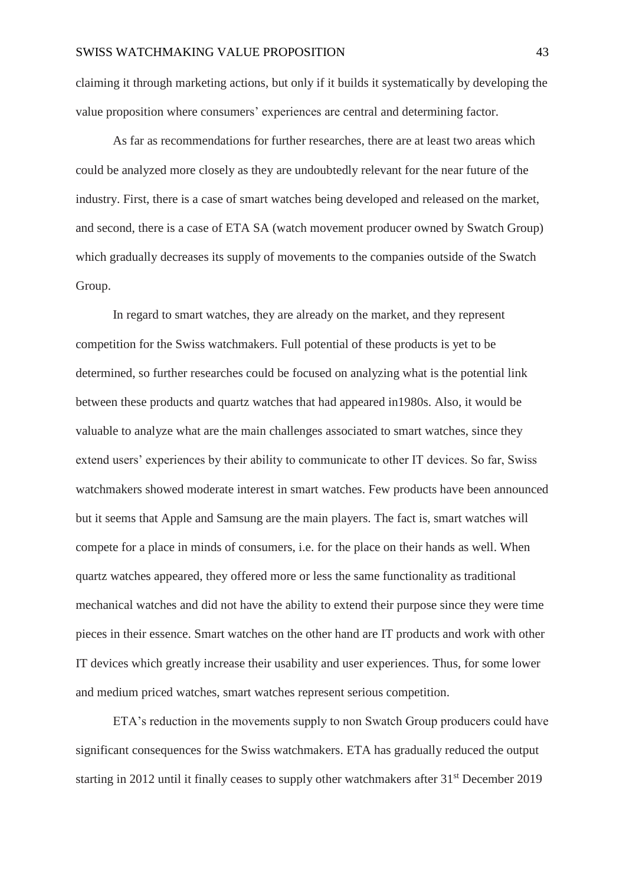claiming it through marketing actions, but only if it builds it systematically by developing the value proposition where consumers' experiences are central and determining factor.

As far as recommendations for further researches, there are at least two areas which could be analyzed more closely as they are undoubtedly relevant for the near future of the industry. First, there is a case of smart watches being developed and released on the market, and second, there is a case of ETA SA (watch movement producer owned by Swatch Group) which gradually decreases its supply of movements to the companies outside of the Swatch Group.

In regard to smart watches, they are already on the market, and they represent competition for the Swiss watchmakers. Full potential of these products is yet to be determined, so further researches could be focused on analyzing what is the potential link between these products and quartz watches that had appeared in1980s. Also, it would be valuable to analyze what are the main challenges associated to smart watches, since they extend users' experiences by their ability to communicate to other IT devices. So far, Swiss watchmakers showed moderate interest in smart watches. Few products have been announced but it seems that Apple and Samsung are the main players. The fact is, smart watches will compete for a place in minds of consumers, i.e. for the place on their hands as well. When quartz watches appeared, they offered more or less the same functionality as traditional mechanical watches and did not have the ability to extend their purpose since they were time pieces in their essence. Smart watches on the other hand are IT products and work with other IT devices which greatly increase their usability and user experiences. Thus, for some lower and medium priced watches, smart watches represent serious competition.

ETA's reduction in the movements supply to non Swatch Group producers could have significant consequences for the Swiss watchmakers. ETA has gradually reduced the output starting in 2012 until it finally ceases to supply other watchmakers after 31st December 2019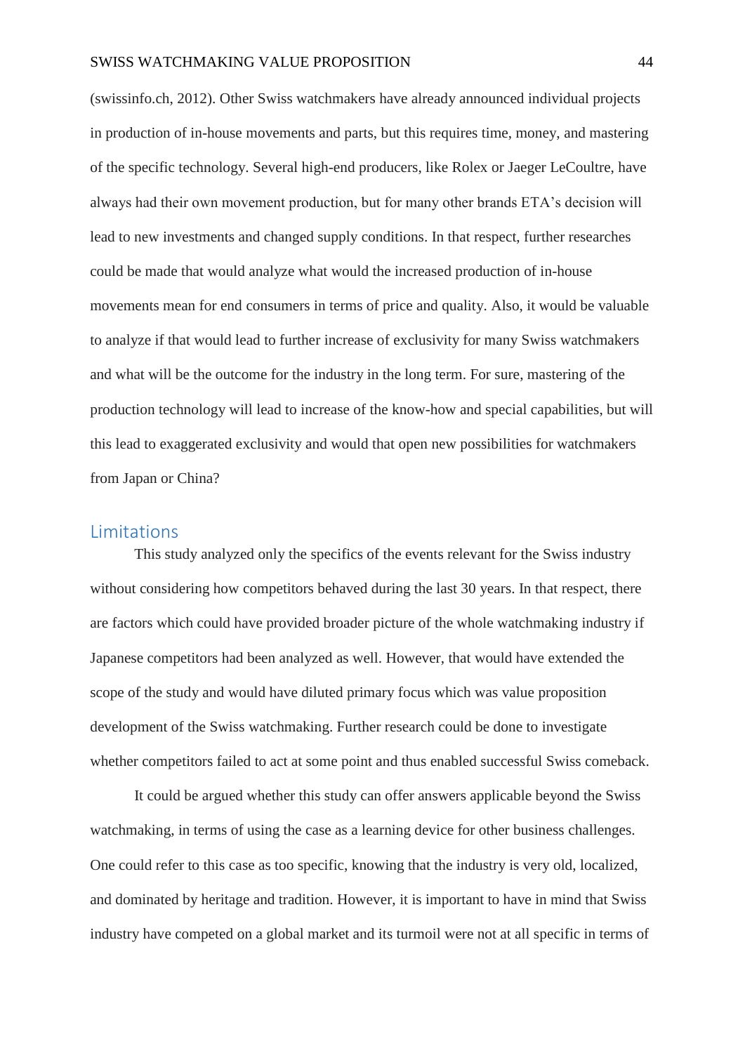(swissinfo.ch, 2012). Other Swiss watchmakers have already announced individual projects in production of in-house movements and parts, but this requires time, money, and mastering of the specific technology. Several high-end producers, like Rolex or Jaeger LeCoultre, have always had their own movement production, but for many other brands ETA's decision will lead to new investments and changed supply conditions. In that respect, further researches could be made that would analyze what would the increased production of in-house movements mean for end consumers in terms of price and quality. Also, it would be valuable to analyze if that would lead to further increase of exclusivity for many Swiss watchmakers and what will be the outcome for the industry in the long term. For sure, mastering of the production technology will lead to increase of the know-how and special capabilities, but will this lead to exaggerated exclusivity and would that open new possibilities for watchmakers from Japan or China?

## Limitations

This study analyzed only the specifics of the events relevant for the Swiss industry without considering how competitors behaved during the last 30 years. In that respect, there are factors which could have provided broader picture of the whole watchmaking industry if Japanese competitors had been analyzed as well. However, that would have extended the scope of the study and would have diluted primary focus which was value proposition development of the Swiss watchmaking. Further research could be done to investigate whether competitors failed to act at some point and thus enabled successful Swiss comeback.

It could be argued whether this study can offer answers applicable beyond the Swiss watchmaking, in terms of using the case as a learning device for other business challenges. One could refer to this case as too specific, knowing that the industry is very old, localized, and dominated by heritage and tradition. However, it is important to have in mind that Swiss industry have competed on a global market and its turmoil were not at all specific in terms of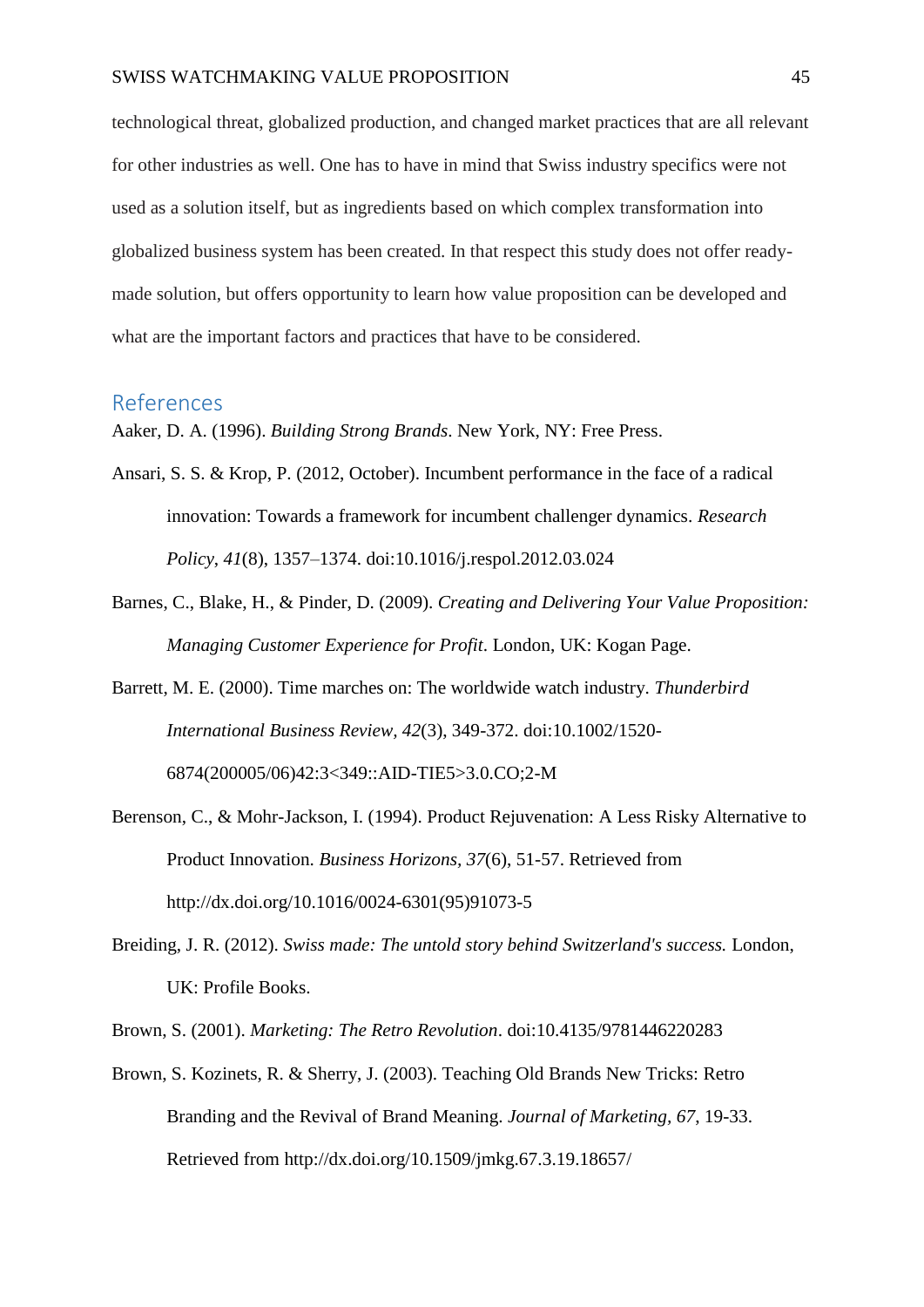technological threat, globalized production, and changed market practices that are all relevant for other industries as well. One has to have in mind that Swiss industry specifics were not used as a solution itself, but as ingredients based on which complex transformation into globalized business system has been created. In that respect this study does not offer ready-made solution, but offers opportunity to learn how value proposition can be developed and what are the important factors and practices that have to be considered.

## References

Aaker, D. A. (1996). *Building Strong Brands*. New York, NY: Free Press.

Ansari, S. S. & Krop, P. (2012, October). Incumbent performance in the face of a radical innovation: Towards a framework for incumbent challenger dynamics. *Research Policy*, *41*(8), 1357–1374. doi:10.1016/j.respol.2012.03.024

Barnes, C., Blake, H., & Pinder, D. (2009). *Creating and Delivering Your Value Proposition: Managing Customer Experience for Profit*. London, UK: Kogan Page.

Barrett, M. E. (2000). Time marches on: The worldwide watch industry. *Thunderbird International Business Review, 42*(3), 349-372. doi:10.1002/1520-6874(200005/06)42:3<349::AID-TIE5>3.0.CO;2-M

Berenson, C., & Mohr-Jackson, I. (1994). Product Rejuvenation: A Less Risky Alternative to Product Innovation. *Business Horizons, 37*(6), 51-57. Retrieved from http://dx.doi.org/10.1016/0024-6301(95)91073-5

Breiding, J. R. (2012). *Swiss made: The untold story behind Switzerland's success.* London, UK: Profile Books.

Brown, S. (2001). *Marketing: The Retro Revolution*. doi:10.4135/9781446220283

Brown, S. Kozinets, R. & Sherry, J. (2003). Teaching Old Brands New Tricks: Retro Branding and the Revival of Brand Meaning. *Journal of Marketing, 67*, 19-33. Retrieved from http://dx.doi.org/10.1509/jmkg.67.3.19.18657/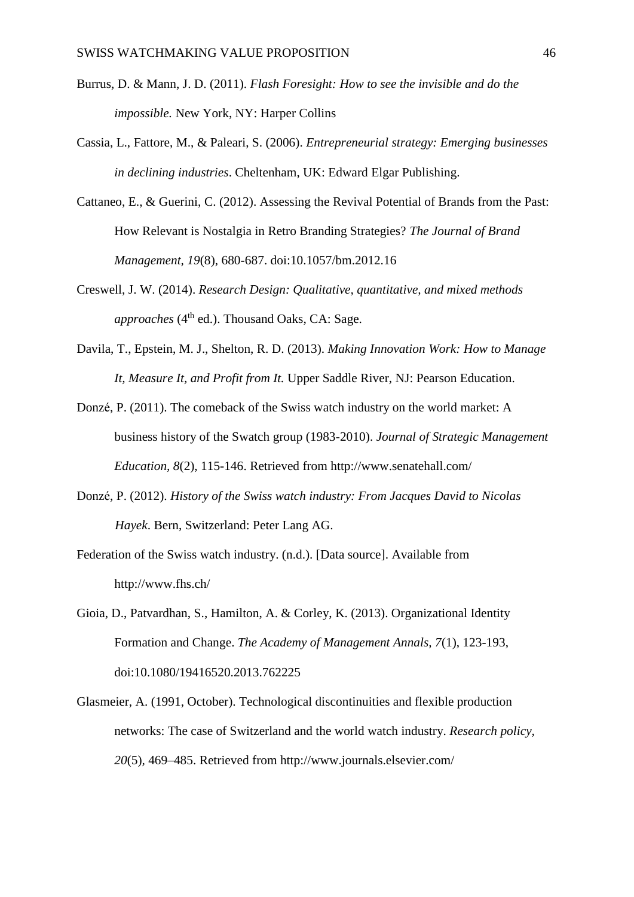Burrus, D. & Mann, J. D. (2011). *Flash Foresight: How to see the invisible and do the impossible.* New York, NY: Harper Collins

Cassia, L., Fattore, M., & Paleari, S. (2006). *Entrepreneurial strategy: Emerging businesses in declining industries*. Cheltenham, UK: Edward Elgar Publishing.

Cattaneo, E., & Guerini, C. (2012). Assessing the Revival Potential of Brands from the Past: How Relevant is Nostalgia in Retro Branding Strategies? *The Journal of Brand Management, 19*(8), 680-687. doi:10.1057/bm.2012.16

Creswell, J. W. (2014). *Research Design: Qualitative, quantitative, and mixed methods approaches* (4th ed.). Thousand Oaks, CA: Sage.

Davila, T., Epstein, M. J., Shelton, R. D. (2013). *Making Innovation Work: How to Manage It, Measure It, and Profit from It.* Upper Saddle River, NJ: Pearson Education.

Donzé, P. (2011). The comeback of the Swiss watch industry on the world market: A business history of the Swatch group (1983-2010). *Journal of Strategic Management Education, 8*(2), 115-146. Retrieved from http://www.senatehall.com/

Donzé, P. (2012). *History of the Swiss watch industry: From Jacques David to Nicolas Hayek*. Bern, Switzerland: Peter Lang AG.

Federation of the Swiss watch industry. (n.d.). [Data source]. Available from http://www.fhs.ch/

Gioia, D., Patvardhan, S., Hamilton, A. & Corley, K. (2013). Organizational Identity Formation and Change. *The Academy of Management Annals, 7*(1), 123-193, doi:10.1080/19416520.2013.762225

Glasmeier, A. (1991, October). Technological discontinuities and flexible production networks: The case of Switzerland and the world watch industry. *Research policy, 20*(5), 469–485. Retrieved from http://www.journals.elsevier.com/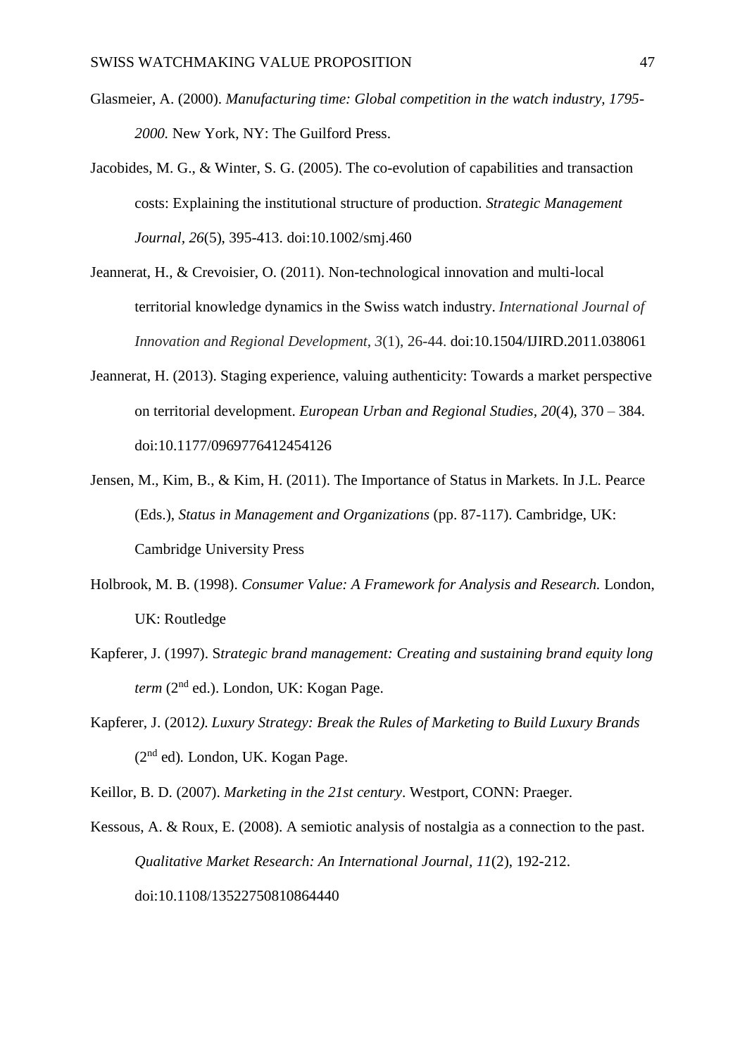Glasmeier, A. (2000). *Manufacturing time: Global competition in the watch industry, 1795-2000.* New York, NY: The Guilford Press.

Jacobides, M. G., & Winter, S. G. (2005). The co-evolution of capabilities and transaction costs: Explaining the institutional structure of production. *Strategic Management Journal, 26*(5), 395-413. doi:10.1002/smj.460

Jeannerat, H., & Crevoisier, O. (2011). Non-technological innovation and multi-local territorial knowledge dynamics in the Swiss watch industry. *International Journal of Innovation and Regional Development, 3*(1), 26-44. doi:10.1504/IJIRD.2011.038061

Jeannerat, H. (2013). Staging experience, valuing authenticity: Towards a market perspective on territorial development. *European Urban and Regional Studies, 20*(4), 370 – 384. doi:10.1177/0969776412454126

Jensen, M., Kim, B., & Kim, H. (2011). The Importance of Status in Markets. In J.L. Pearce (Eds.), *Status in Management and Organizations* (pp. 87-117). Cambridge, UK: Cambridge University Press

Holbrook, M. B. (1998). *Consumer Value: A Framework for Analysis and Research.* London, UK: Routledge

Kapferer, J. (1997). S*trategic brand management: Creating and sustaining brand equity long term* (2nd ed.). London, UK: Kogan Page.

Kapferer, J. (2012*). Luxury Strategy: Break the Rules of Marketing to Build Luxury Brands* (2nd ed)*.* London, UK. Kogan Page.

Keillor, B. D. (2007). *Marketing in the 21st century*. Westport, CONN: Praeger.

Kessous, A. & Roux, E. (2008). A semiotic analysis of nostalgia as a connection to the past. *Qualitative Market Research: An International Journal, 11*(2), 192-212. doi:10.1108/13522750810864440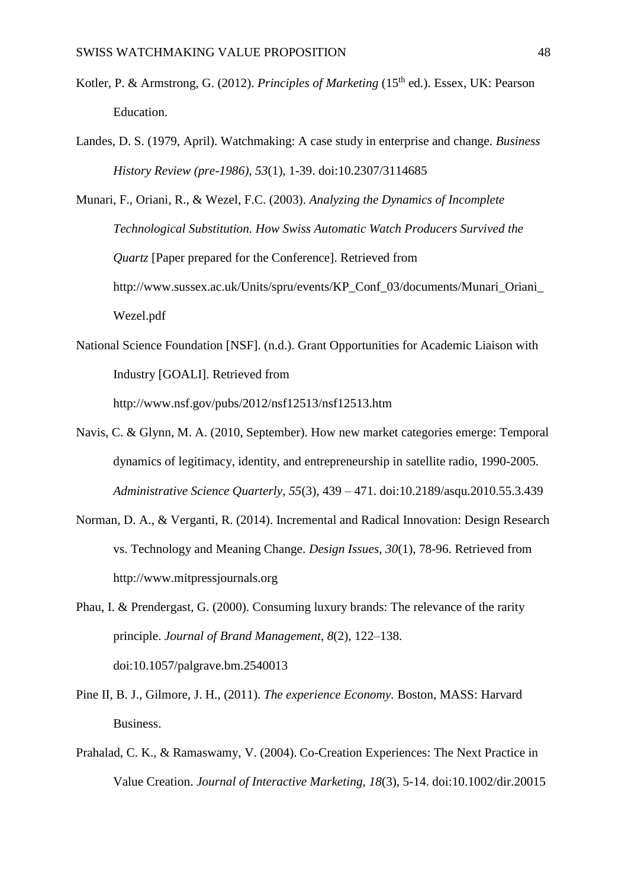Kotler, P. & Armstrong, G. (2012). *Principles of Marketing* (15th ed.). Essex, UK: Pearson Education.

Landes, D. S. (1979, April). Watchmaking: A case study in enterprise and change. *Business History Review (pre-1986), 53*(1), 1-39. doi:10.2307/3114685

Munari, F., Oriani, R., & Wezel, F.C. (2003). *Analyzing the Dynamics of Incomplete Technological Substitution. How Swiss Automatic Watch Producers Survived the Quartz* [Paper prepared for the Conference]. Retrieved from http://www.sussex.ac.uk/Units/spru/events/KP_Conf_03/documents/Munari_Oriani_Wezel.pdf

National Science Foundation [NSF]. (n.d.). Grant Opportunities for Academic Liaison with Industry [GOALI]. Retrieved from http://www.nsf.gov/pubs/2012/nsf12513/nsf12513.htm

Navis, C. & Glynn, M. A. (2010, September). How new market categories emerge: Temporal dynamics of legitimacy, identity, and entrepreneurship in satellite radio, 1990-2005. *Administrative Science Quarterly, 55*(3), 439 – 471. doi:10.2189/asqu.2010.55.3.439

Norman, D. A., & Verganti, R. (2014). Incremental and Radical Innovation: Design Research vs. Technology and Meaning Change. *Design Issues*, *30*(1), 78-96. Retrieved from http://www.mitpressjournals.org

Phau, I. & Prendergast, G. (2000). Consuming luxury brands: The relevance of the rarity principle. *Journal of Brand Management*, *8*(2), 122–138. doi:10.1057/palgrave.bm.2540013

Pine II, B. J., Gilmore, J. H., (2011). *The experience Economy.* Boston, MASS: Harvard Business.

Prahalad, C. K., & Ramaswamy, V. (2004). Co-Creation Experiences: The Next Practice in Value Creation. *Journal of Interactive Marketing, 18*(3), 5-14. doi:10.1002/dir.20015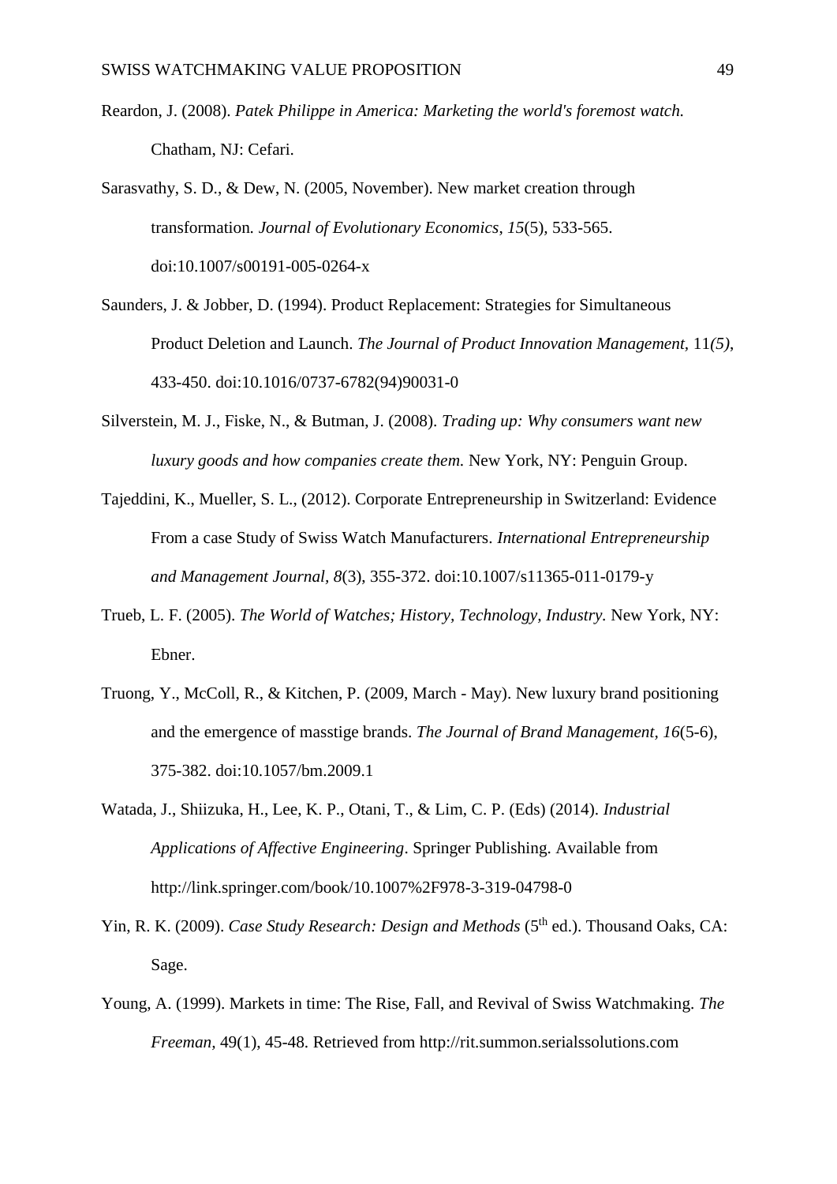Reardon, J. (2008). *Patek Philippe in America: Marketing the world's foremost watch.* Chatham, NJ: Cefari.

Sarasvathy, S. D., & Dew, N. (2005, November). New market creation through transformation. *Journal of Evolutionary Economics*, *15*(5), 533-565. doi:10.1007/s00191-005-0264-x

Saunders, J. & Jobber, D. (1994). Product Replacement: Strategies for Simultaneous Product Deletion and Launch. *The Journal of Product Innovation Management*, 11*(5)*, 433-450. doi:10.1016/0737-6782(94)90031-0

Silverstein, M. J., Fiske, N., & Butman, J. (2008). *Trading up: Why consumers want new luxury goods and how companies create them.* New York, NY: Penguin Group.

Tajeddini, K., Mueller, S. L., (2012). Corporate Entrepreneurship in Switzerland: Evidence From a case Study of Swiss Watch Manufacturers. *International Entrepreneurship and Management Journal, 8*(3), 355-372. doi:10.1007/s11365-011-0179-y

Trueb, L. F. (2005). *The World of Watches; History, Technology, Industry.* New York, NY: Ebner.

Truong, Y., McColl, R., & Kitchen, P. (2009, March - May). New luxury brand positioning and the emergence of masstige brands. *The Journal of Brand Management*, *16*(5-6), 375-382. doi:10.1057/bm.2009.1

Watada, J., Shiizuka, H., Lee, K. P., Otani, T., & Lim, C. P. (Eds) (2014). *Industrial Applications of Affective Engineering*. Springer Publishing. Available from http://link.springer.com/book/10.1007%2F978-3-319-04798-0

Yin, R. K. (2009). *Case Study Research: Design and Methods* (5th ed.). Thousand Oaks, CA: Sage.

Young, A. (1999). Markets in time: The Rise, Fall, and Revival of Swiss Watchmaking. *The Freeman*, 49(1), 45-48. Retrieved from http://rit.summon.serialssolutions.com